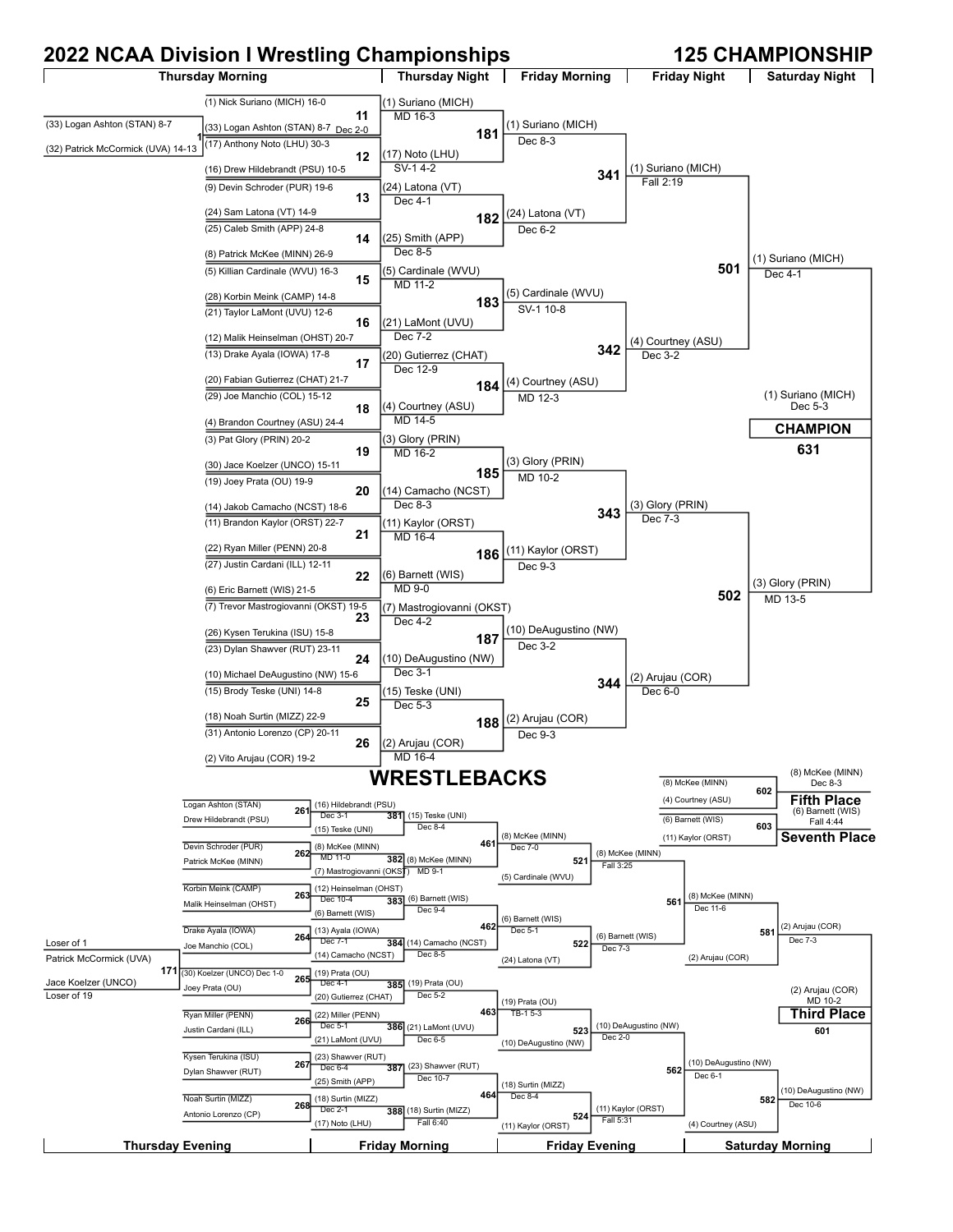# 2022 NCAA Division I Wrestling Championships

## 125 CHAMPIONSHIP

### Championship Bracket

**Thursday Morning | Thursday Night | Friday Morning | Friday Night | Saturday Night**

**Pigtail (Bout 1):** (33) Logan Ashton (STAN) 8-7 vs (32) Patrick McCormick (UVA) 14-13 — (33) Logan Ashton (STAN) 8-7, Dec 2-0

**First Round (Thursday Morning)**

| Bout | Wrestler 1 | Wrestler 2 | Winner | Result |
|---|---|---|---|---|
| 11 | (1) Nick Suriano (MICH) 16-0 | (33) Logan Ashton (STAN) 8-7 | (1) Suriano (MICH) | MD 16-3 |
| 12 | (17) Anthony Noto (LHU) 30-3 | (16) Drew Hildebrandt (PSU) 10-5 | (17) Noto (LHU) | SV-1 4-2 |
| 13 | (9) Devin Schroder (PUR) 19-6 | (24) Sam Latona (VT) 14-9 | (24) Latona (VT) | Dec 4-1 |
| 14 | (25) Caleb Smith (APP) 24-8 | (8) Patrick McKee (MINN) 26-9 | (25) Smith (APP) | Dec 8-5 |
| 15 | (5) Killian Cardinale (WVU) 16-3 | (28) Korbin Meink (CAMP) 14-8 | (5) Cardinale (WVU) | MD 11-2 |
| 16 | (21) Taylor LaMont (UVU) 12-6 | (12) Malik Heinselman (OHST) 20-7 | (21) LaMont (UVU) | Dec 7-2 |
| 17 | (13) Drake Ayala (IOWA) 17-8 | (20) Fabian Gutierrez (CHAT) 21-7 | (20) Gutierrez (CHAT) | Dec 12-9 |
| 18 | (29) Joe Manchio (COL) 15-12 | (4) Brandon Courtney (ASU) 24-4 | (4) Courtney (ASU) | MD 14-5 |
| 19 | (3) Pat Glory (PRIN) 20-2 | (30) Jace Koelzer (UNCO) 15-11 | (3) Glory (PRIN) | MD 16-2 |
| 20 | (19) Joey Prata (OU) 19-9 | (14) Jakob Camacho (NCST) 18-6 | (14) Camacho (NCST) | Dec 8-3 |
| 21 | (11) Brandon Kaylor (ORST) 22-7 | (22) Ryan Miller (PENN) 20-8 | (11) Kaylor (ORST) | MD 16-4 |
| 22 | (27) Justin Cardani (ILL) 12-11 | (6) Eric Barnett (WIS) 21-5 | (6) Barnett (WIS) | MD 9-0 |
| 23 | (7) Trevor Mastrogiovanni (OKST) 19-5 | (26) Kysen Terukina (ISU) 15-8 | (7) Mastrogiovanni (OKST) | Dec 4-2 |
| 24 | (23) Dylan Shawver (RUT) 23-11 | (10) Michael DeAugustino (NW) 15-6 | (10) DeAugustino (NW) | Dec 3-1 |
| 25 | (15) Brody Teske (UNI) 14-8 | (18) Noah Surtin (MIZZ) 22-9 | (15) Teske (UNI) | Dec 5-3 |
| 26 | (31) Antonio Lorenzo (CP) 20-11 | (2) Vito Arujau (COR) 19-2 | (2) Arujau (COR) | MD 16-4 |

**Second Round (Thursday Night)**

| Bout | Winner | Result |
|---|---|---|
| 181 | (1) Suriano (MICH) | Dec 8-3 |
| 182 | (24) Latona (VT) | Dec 6-2 |
| 183 | (5) Cardinale (WVU) | SV-1 10-8 |
| 184 | (4) Courtney (ASU) | MD 12-3 |
| 185 | (3) Glory (PRIN) | MD 10-2 |
| 186 | (11) Kaylor (ORST) | Dec 9-3 |
| 187 | (10) DeAugustino (NW) | Dec 3-2 |
| 188 | (2) Arujau (COR) | Dec 9-3 |

**Quarterfinals (Friday Morning)**

| Bout | Winner | Result |
|---|---|---|
| 341 | (1) Suriano (MICH) | Fall 2:19 |
| 342 | (4) Courtney (ASU) | Dec 3-2 |
| 343 | (3) Glory (PRIN) | Dec 7-3 |
| 344 | (2) Arujau (COR) | Dec 6-0 |

**Semifinals (Friday Night)**

| Bout | Winner | Result |
|---|---|---|
| 501 | (1) Suriano (MICH) | Dec 4-1 |
| 502 | (3) Glory (PRIN) | MD 13-5 |

**Final (Saturday Night) — Bout 631**

**CHAMPION:** (1) Suriano (MICH) Dec 5-3

## WRESTLEBACKS

**Thursday Evening | Friday Morning | Friday Evening | Saturday Morning**

**Bout 171:** Loser of 1, Patrick McCormick (UVA) vs Loser of 19, Jace Koelzer (UNCO) — (30) Koelzer (UNCO) Dec 1-0

**Consolation Round 1 (Thursday Evening)**

| Bout | Wrestler 1 | Wrestler 2 | Winner | Result |
|---|---|---|---|---|
| 261 | Logan Ashton (STAN) | Drew Hildebrandt (PSU) | (16) Hildebrandt (PSU) | Dec 3-1 |
| 262 | Devin Schroder (PUR) | Patrick McKee (MINN) | (8) McKee (MINN) | MD 11-0 |
| 263 | Korbin Meink (CAMP) | Malik Heinselman (OHST) | (12) Heinselman (OHST) | Dec 10-4 |
| 264 | Drake Ayala (IOWA) | Joe Manchio (COL) | (13) Ayala (IOWA) | Dec 7-1 |
| 265 | (30) Koelzer (UNCO) | Joey Prata (OU) | (19) Prata (OU) | Dec 4-1 |
| 266 | Ryan Miller (PENN) | Justin Cardani (ILL) | (22) Miller (PENN) | Dec 5-1 |
| 267 | Kysen Terukina (ISU) | Dylan Shawver (RUT) | (23) Shawver (RUT) | Dec 6-4 |
| 268 | Noah Surtin (MIZZ) | Antonio Lorenzo (CP) | (18) Surtin (MIZZ) | Dec 2-1 |

**Consolation Round 2 (Friday Morning)**

| Bout | Wrestler 1 | Wrestler 2 | Winner | Result |
|---|---|---|---|---|
| 381 | (16) Hildebrandt (PSU) | (15) Teske (UNI) | (15) Teske (UNI) | Dec 8-4 |
| 382 | (8) McKee (MINN) | (7) Mastrogiovanni (OKST) | (8) McKee (MINN) | MD 9-1 |
| 383 | (12) Heinselman (OHST) | (6) Barnett (WIS) | (6) Barnett (WIS) | Dec 9-4 |
| 384 | (13) Ayala (IOWA) | (14) Camacho (NCST) | (14) Camacho (NCST) | Dec 8-5 |
| 385 | (19) Prata (OU) | (20) Gutierrez (CHAT) | (19) Prata (OU) | Dec 5-2 |
| 386 | (22) Miller (PENN) | (21) LaMont (UVU) | (21) LaMont (UVU) | Dec 6-5 |
| 387 | (23) Shawver (RUT) | (25) Smith (APP) | (23) Shawver (RUT) | Dec 10-7 |
| 388 | (18) Surtin (MIZZ) | (17) Noto (LHU) | (18) Surtin (MIZZ) | Fall 6:40 |

**Consolation Round 3 (Friday Morning)**

| Bout | Wrestler 1 | Wrestler 2 | Winner | Result |
|---|---|---|---|---|
| 461 | (15) Teske (UNI) | (8) McKee (MINN) | (8) McKee (MINN) | Dec 7-0 |
| 462 | (6) Barnett (WIS) | (14) Camacho (NCST) | (6) Barnett (WIS) | Dec 5-1 |
| 463 | (19) Prata (OU) | (21) LaMont (UVU) | (19) Prata (OU) | TB-1 5-3 |
| 464 | (23) Shawver (RUT) | (18) Surtin (MIZZ) | (18) Surtin (MIZZ) | Dec 8-4 |

**Consolation Round 4 (Friday Evening)**

| Bout | Wrestler 1 | Wrestler 2 | Winner | Result |
|---|---|---|---|---|
| 521 | (8) McKee (MINN) | (5) Cardinale (WVU) | (8) McKee (MINN) | Fall 3:25 |
| 522 | (6) Barnett (WIS) | (24) Latona (VT) | (6) Barnett (WIS) | Dec 7-3 |
| 523 | (19) Prata (OU) | (10) DeAugustino (NW) | (10) DeAugustino (NW) | Dec 2-0 |
| 524 | (18) Surtin (MIZZ) | (11) Kaylor (ORST) | (11) Kaylor (ORST) | Fall 5:31 |

**Consolation Quarterfinals (Friday Evening)**

| Bout | Wrestler 1 | Wrestler 2 | Winner | Result |
|---|---|---|---|---|
| 561 | (8) McKee (MINN) | (6) Barnett (WIS) | (8) McKee (MINN) | Dec 11-6 |
| 562 | (10) DeAugustino (NW) | (11) Kaylor (ORST) | (10) DeAugustino (NW) | Dec 6-1 |

**Consolation Semifinals (Saturday Morning)**

| Bout | Wrestler 1 | Wrestler 2 | Winner | Result |
|---|---|---|---|---|
| 581 | (8) McKee (MINN) | (2) Arujau (COR) | (2) Arujau (COR) | Dec 7-3 |
| 582 | (10) DeAugustino (NW) | (4) Courtney (ASU) | (10) DeAugustino (NW) | Dec 10-6 |

**Placement Matches**

| Bout | Place | Wrestler 1 | Wrestler 2 | Winner | Result |
|---|---|---|---|---|---|
| 601 | Third Place | (2) Arujau (COR) | (10) DeAugustino (NW) | (2) Arujau (COR) | MD 10-2 |
| 602 | Fifth Place | (8) McKee (MINN) | (4) Courtney (ASU) | (8) McKee (MINN) | Dec 8-3 |
| 603 | Seventh Place | (6) Barnett (WIS) | (11) Kaylor (ORST) | (6) Barnett (WIS) | Fall 4:44 |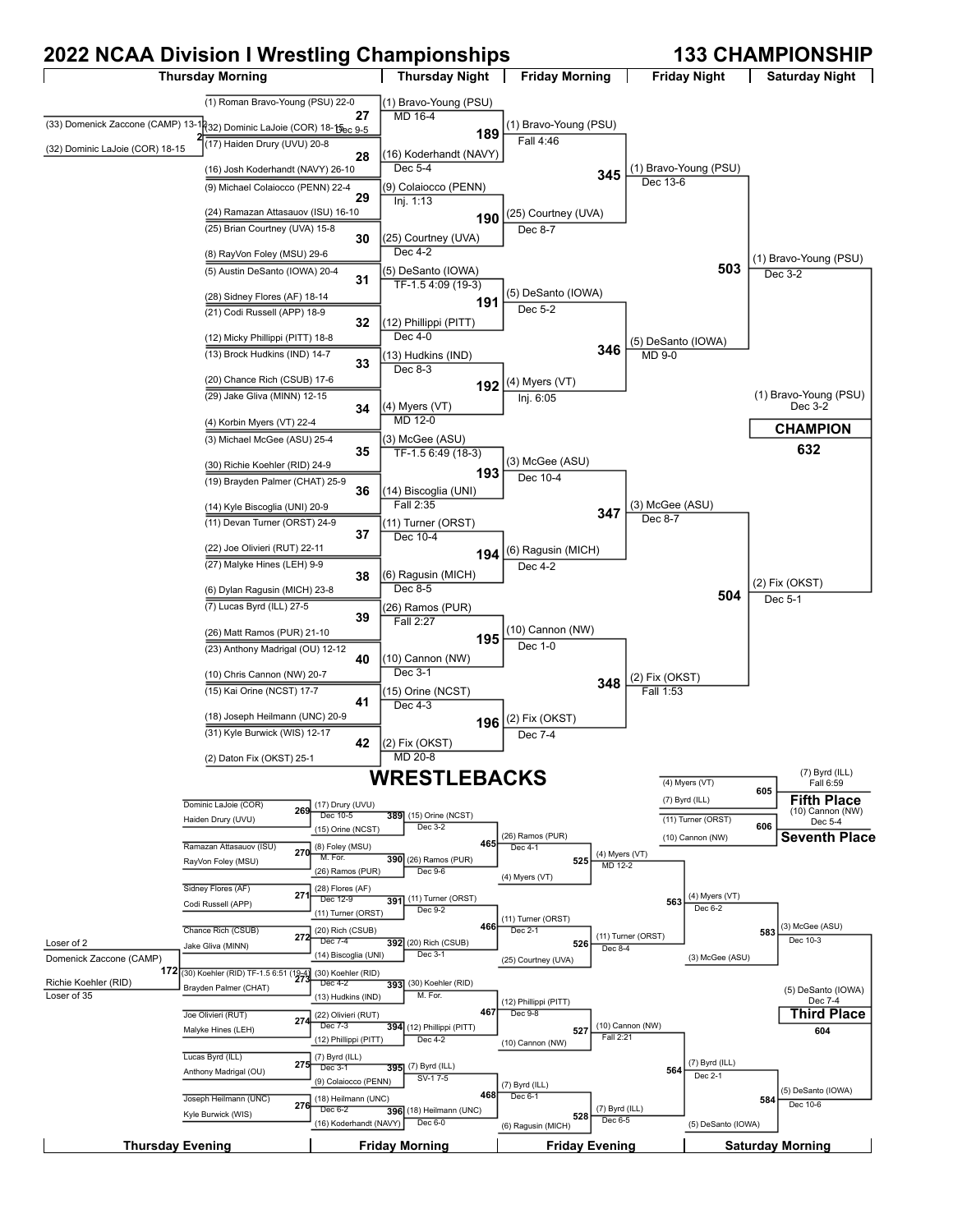# 2022 NCAA Division I Wrestling Championships

## 133 CHAMPIONSHIP

### Championship Bracket

**Pigtail (Thursday Morning):** (33) Domenick Zaccone (CAMP) 13-12 vs (32) Dominic LaJoie (COR) 18-15 — Match 2: (32) Dominic LaJoie (COR) 18-15, Dec 9-5

| Match | Thursday Morning | Thursday Night (Winner / Result) |
|---|---|---|
| 27 | (1) Roman Bravo-Young (PSU) 22-0 vs (32) Dominic LaJoie (COR) 18-15 | (1) Bravo-Young (PSU) MD 16-4 |
| 28 | (17) Haiden Drury (UVU) 20-8 vs (16) Josh Koderhandt (NAVY) 26-10 | (16) Koderhandt (NAVY) Dec 5-4 |
| 29 | (9) Michael Colaiocco (PENN) 22-4 vs (24) Ramazan Attasauov (ISU) 16-10 | (9) Colaiocco (PENN) Inj. 1:13 |
| 30 | (25) Brian Courtney (UVA) 15-8 vs (8) RayVon Foley (MSU) 29-6 | (25) Courtney (UVA) Dec 4-2 |
| 31 | (5) Austin DeSanto (IOWA) 20-4 vs (28) Sidney Flores (AF) 18-14 | (5) DeSanto (IOWA) TF-1.5 4:09 (19-3) |
| 32 | (21) Codi Russell (APP) 18-9 vs (12) Micky Phillippi (PITT) 18-8 | (12) Phillippi (PITT) Dec 4-0 |
| 33 | (13) Brock Hudkins (IND) 14-7 vs (20) Chance Rich (CSUB) 17-6 | (13) Hudkins (IND) Dec 8-3 |
| 34 | (29) Jake Gliva (MINN) 12-15 vs (4) Korbin Myers (VT) 22-4 | (4) Myers (VT) MD 12-0 |
| 35 | (3) Michael McGee (ASU) 25-4 vs (30) Richie Koehler (RID) 24-9 | (3) McGee (ASU) TF-1.5 6:49 (18-3) |
| 36 | (19) Brayden Palmer (CHAT) 25-9 vs (14) Kyle Biscoglia (UNI) 20-9 | (14) Biscoglia (UNI) Fall 2:35 |
| 37 | (11) Devan Turner (ORST) 24-9 vs (22) Joe Olivieri (RUT) 22-11 | (11) Turner (ORST) Dec 10-4 |
| 38 | (27) Malyke Hines (LEH) 9-9 vs (6) Dylan Ragusin (MICH) 23-8 | (6) Ragusin (MICH) Dec 8-5 |
| 39 | (7) Lucas Byrd (ILL) 27-5 vs (26) Matt Ramos (PUR) 21-10 | (26) Ramos (PUR) Fall 2:27 |
| 40 | (23) Anthony Madrigal (OU) 12-12 vs (10) Chris Cannon (NW) 20-7 | (10) Cannon (NW) Dec 3-1 |
| 41 | (15) Kai Orine (NCST) 17-7 vs (18) Joseph Heilmann (UNC) 20-9 | (15) Orine (NCST) Dec 4-3 |
| 42 | (31) Kyle Burwick (WIS) 12-17 vs (2) Daton Fix (OKST) 25-1 | (2) Fix (OKST) MD 20-8 |

| Match | Friday Morning (Winner / Result) |
|---|---|
| 189 | (1) Bravo-Young (PSU) Fall 4:46 |
| 190 | (25) Courtney (UVA) Dec 8-7 |
| 191 | (5) DeSanto (IOWA) Dec 5-2 |
| 192 | (4) Myers (VT) Inj. 6:05 |
| 193 | (3) McGee (ASU) Dec 10-4 |
| 194 | (6) Ragusin (MICH) Dec 4-2 |
| 195 | (10) Cannon (NW) Dec 1-0 |
| 196 | (2) Fix (OKST) Dec 7-4 |

| Match | Friday Night (Winner / Result) |
|---|---|
| 345 | (1) Bravo-Young (PSU) Dec 13-6 |
| 346 | (5) DeSanto (IOWA) MD 9-0 |
| 347 | (3) McGee (ASU) Dec 8-7 |
| 348 | (2) Fix (OKST) Fall 1:53 |

| Match | Saturday Night (Winner / Result) |
|---|---|
| 503 | (1) Bravo-Young (PSU) Dec 3-2 |
| 504 | (2) Fix (OKST) Dec 5-1 |
| 632 | (1) Bravo-Young (PSU) Dec 3-2 — **CHAMPION** |

## WRESTLEBACKS

**Match 172:** Loser of 2: Domenick Zaccone (CAMP) vs Loser of 35: Richie Koehler (RID) — (30) Koehler (RID) TF-1.5 6:51 (19-4)

| Match | Thursday Evening | Winner / Result |
|---|---|---|
| 269 | Dominic LaJoie (COR) vs Haiden Drury (UVU) | (17) Drury (UVU) Dec 10-5 |
| 270 | Ramazan Attasauov (ISU) vs RayVon Foley (MSU) | (8) Foley (MSU) M. For. |
| 271 | Sidney Flores (AF) vs Codi Russell (APP) | (28) Flores (AF) Dec 12-9 |
| 272 | Chance Rich (CSUB) vs Jake Gliva (MINN) | (20) Rich (CSUB) Dec 7-4 |
| 273 | (30) Koehler (RID) vs Brayden Palmer (CHAT) | (30) Koehler (RID) Dec 4-2 |
| 274 | Joe Olivieri (RUT) vs Malyke Hines (LEH) | (22) Olivieri (RUT) Dec 7-3 |
| 275 | Lucas Byrd (ILL) vs Anthony Madrigal (OU) | (7) Byrd (ILL) Dec 3-1 |
| 276 | Joseph Heilmann (UNC) vs Kyle Burwick (WIS) | (18) Heilmann (UNC) Dec 6-2 |

| Match | Friday Morning | Winner / Result |
|---|---|---|
| 389 | (17) Drury (UVU) vs (15) Orine (NCST) | (15) Orine (NCST) Dec 3-2 |
| 390 | (8) Foley (MSU) vs (26) Ramos (PUR) | (26) Ramos (PUR) Dec 9-6 |
| 391 | (28) Flores (AF) vs (11) Turner (ORST) | (11) Turner (ORST) Dec 9-2 |
| 392 | (20) Rich (CSUB) vs (14) Biscoglia (UNI) | (20) Rich (CSUB) Dec 3-1 |
| 393 | (30) Koehler (RID) vs (13) Hudkins (IND) | (30) Koehler (RID) M. For. |
| 394 | (22) Olivieri (RUT) vs (12) Phillippi (PITT) | (12) Phillippi (PITT) Dec 4-2 |
| 395 | (7) Byrd (ILL) vs (9) Colaiocco (PENN) | (7) Byrd (ILL) SV-1 7-5 |
| 396 | (18) Heilmann (UNC) vs (16) Koderhandt (NAVY) | (18) Heilmann (UNC) Dec 6-0 |
| 465 | (15) Orine (NCST) vs (26) Ramos (PUR) | (26) Ramos (PUR) Dec 4-1 |
| 466 | (11) Turner (ORST) vs (20) Rich (CSUB) | (11) Turner (ORST) Dec 2-1 |
| 467 | (30) Koehler (RID) vs (12) Phillippi (PITT) | (12) Phillippi (PITT) Dec 9-8 |
| 468 | (7) Byrd (ILL) vs (18) Heilmann (UNC) | (7) Byrd (ILL) Dec 6-1 |

| Match | Friday Evening | Winner / Result |
|---|---|---|
| 525 | (26) Ramos (PUR) vs (4) Myers (VT) | (4) Myers (VT) MD 12-2 |
| 526 | (11) Turner (ORST) vs (25) Courtney (UVA) | (11) Turner (ORST) Dec 8-4 |
| 527 | (12) Phillippi (PITT) vs (10) Cannon (NW) | (10) Cannon (NW) Fall 2:21 |
| 528 | (7) Byrd (ILL) vs (6) Ragusin (MICH) | (7) Byrd (ILL) Dec 6-5 |
| 563 | (4) Myers (VT) vs (11) Turner (ORST) | (4) Myers (VT) Dec 6-2 |
| 564 | (10) Cannon (NW) vs (7) Byrd (ILL) | (7) Byrd (ILL) Dec 2-1 |

| Match | Saturday Morning | Winner / Result |
|---|---|---|
| 583 | (4) Myers (VT) vs (3) McGee (ASU) | (3) McGee (ASU) Dec 10-3 |
| 584 | (7) Byrd (ILL) vs (5) DeSanto (IOWA) | (5) DeSanto (IOWA) Dec 10-6 |
| 604 | (3) McGee (ASU) vs (5) DeSanto (IOWA) | (5) DeSanto (IOWA) Dec 7-4 — **Third Place** |
| 605 | (4) Myers (VT) vs (7) Byrd (ILL) | (7) Byrd (ILL) Fall 6:59 — **Fifth Place** |
| 606 | (11) Turner (ORST) vs (10) Cannon (NW) | (10) Cannon (NW) Dec 5-4 — **Seventh Place** |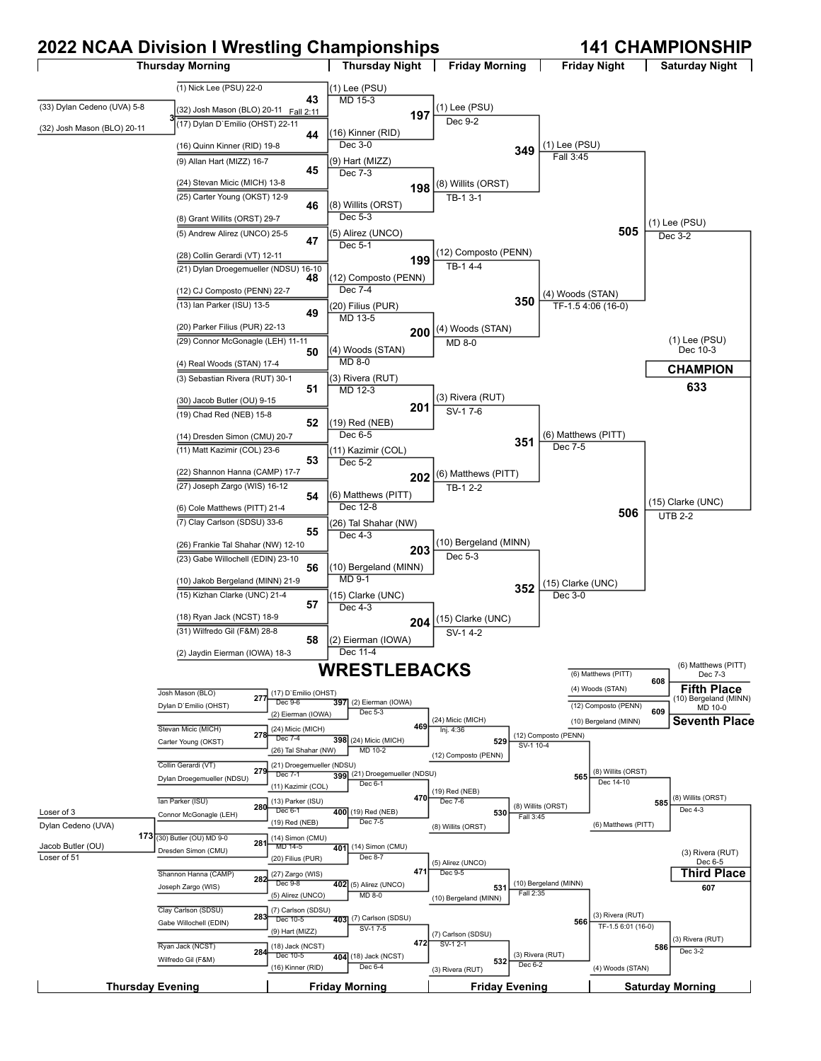# 2022 NCAA Division I Wrestling Championships

## 141 CHAMPIONSHIP

### Championship Bracket

**Thursday Morning**

- Match 3: (33) Dylan Cedeno (UVA) 5-8 vs (32) Josh Mason (BLO) 20-11
- Match 43: (1) Nick Lee (PSU) 22-0 vs (32) Josh Mason (BLO) 20-11 — (1) Lee (PSU), Fall 2:11
- Match 44: (17) Dylan D`Emilio (OHST) 22-11 vs (16) Quinn Kinner (RID) 19-8 — (16) Kinner (RID), Dec 3-0
- Match 45: (9) Allan Hart (MIZZ) 16-7 vs (24) Stevan Micic (MICH) 13-8 — (9) Hart (MIZZ), Dec 7-3
- Match 46: (25) Carter Young (OKST) 12-9 vs (8) Grant Willits (ORST) 29-7 — (8) Willits (ORST), Dec 5-3
- Match 47: (5) Andrew Alirez (UNCO) 25-5 vs (28) Collin Gerardi (VT) 12-11 — (5) Alirez (UNCO), Dec 5-1
- Match 48: (21) Dylan Droegemueller (NDSU) 16-10 vs (12) CJ Composto (PENN) 22-7 — (12) Composto (PENN), Dec 7-4
- Match 49: (13) Ian Parker (ISU) 13-5 vs (20) Parker Filius (PUR) 22-13 — (20) Filius (PUR), MD 13-5
- Match 50: (29) Connor McGonagle (LEH) 11-11 vs (4) Real Woods (STAN) 17-4 — (4) Woods (STAN), MD 8-0
- Match 51: (3) Sebastian Rivera (RUT) 30-1 vs (30) Jacob Butler (OU) 9-15 — (3) Rivera (RUT), MD 12-3
- Match 52: (19) Chad Red (NEB) 15-8 vs (14) Dresden Simon (CMU) 20-7 — (19) Red (NEB), Dec 6-5
- Match 53: (11) Matt Kazimir (COL) 23-6 vs (22) Shannon Hanna (CAMP) 17-7 — (11) Kazimir (COL), Dec 5-2
- Match 54: (27) Joseph Zargo (WIS) 16-12 vs (6) Cole Matthews (PITT) 21-4 — (6) Matthews (PITT), Dec 12-8
- Match 55: (7) Clay Carlson (SDSU) 33-6 vs (26) Frankie Tal Shahar (NW) 12-10 — (26) Tal Shahar (NW), Dec 4-3
- Match 56: (23) Gabe Willochell (EDIN) 23-10 vs (10) Jakob Bergeland (MINN) 21-9 — (10) Bergeland (MINN), MD 9-1
- Match 57: (15) Kizhan Clarke (UNC) 21-4 vs (18) Ryan Jack (NCST) 18-9 — (15) Clarke (UNC), Dec 4-3
- Match 58: (31) Wilfredo Gil (F&M) 28-8 vs (2) Jaydin Eierman (IOWA) 18-3 — (2) Eierman (IOWA), Dec 11-4

**Thursday Night**

- Match 197: (1) Lee (PSU) vs (16) Kinner (RID) — (1) Lee (PSU), Dec 9-2
- Match 198: (9) Hart (MIZZ) vs (8) Willits (ORST) — (8) Willits (ORST), TB-1 3-1
- Match 199: (5) Alirez (UNCO) vs (12) Composto (PENN) — (12) Composto (PENN), TB-1 4-4
- Match 200: (20) Filius (PUR) vs (4) Woods (STAN) — (4) Woods (STAN), MD 8-0
- Match 201: (3) Rivera (RUT) vs (19) Red (NEB) — (3) Rivera (RUT), SV-1 7-6
- Match 202: (11) Kazimir (COL) vs (6) Matthews (PITT) — (6) Matthews (PITT), TB-1 2-2
- Match 203: (26) Tal Shahar (NW) vs (10) Bergeland (MINN) — (10) Bergeland (MINN), Dec 5-3
- Match 204: (15) Clarke (UNC) vs (2) Eierman (IOWA) — (15) Clarke (UNC), SV-1 4-2

**Friday Morning**

- Match 349: (1) Lee (PSU) vs (8) Willits (ORST) — (1) Lee (PSU), Fall 3:45
- Match 350: (12) Composto (PENN) vs (4) Woods (STAN) — (4) Woods (STAN), TF-1.5 4:06 (16-0)
- Match 351: (3) Rivera (RUT) vs (6) Matthews (PITT) — (6) Matthews (PITT), Dec 7-5
- Match 352: (10) Bergeland (MINN) vs (15) Clarke (UNC) — (15) Clarke (UNC), Dec 3-0

**Friday Night**

- Match 505: (1) Lee (PSU) vs (4) Woods (STAN) — (1) Lee (PSU), Dec 3-2
- Match 506: (6) Matthews (PITT) vs (15) Clarke (UNC) — (15) Clarke (UNC), UTB 2-2

**Saturday Night**

- Match 633: (1) Lee (PSU) vs (15) Clarke (UNC) — (1) Lee (PSU), Dec 10-3

**CHAMPION: (1) Lee (PSU)**

## WRESTLEBACKS

**Thursday Evening**

- Match 173: Loser of 3: Dylan Cedeno (UVA) vs Loser of 51: Jacob Butler (OU) — (30) Butler (OU) MD 9-0
- Match 277: Josh Mason (BLO) vs Dylan D`Emilio (OHST) — (17) D`Emilio (OHST), Dec 9-6
- Match 278: Stevan Micic (MICH) vs Carter Young (OKST) — (24) Micic (MICH), Dec 7-4
- Match 279: Collin Gerardi (VT) vs Dylan Droegemueller (NDSU) — (21) Droegemueller (NDSU), Dec 7-1
- Match 280: Ian Parker (ISU) vs Connor McGonagle (LEH) — (13) Parker (ISU), Dec 6-1
- Match 281: (30) Butler (OU) vs Dresden Simon (CMU) — (14) Simon (CMU), MD 14-5
- Match 282: Shannon Hanna (CAMP) vs Joseph Zargo (WIS) — (27) Zargo (WIS), Dec 9-8
- Match 283: Clay Carlson (SDSU) vs Gabe Willochell (EDIN) — (7) Carlson (SDSU), Dec 10-5
- Match 284: Ryan Jack (NCST) vs Wilfredo Gil (F&M) — (18) Jack (NCST), Dec 10-5

**Friday Morning**

- Match 397: (17) D`Emilio (OHST) vs (2) Eierman (IOWA) — (2) Eierman (IOWA), Dec 5-3
- Match 398: (24) Micic (MICH) vs (26) Tal Shahar (NW) — (24) Micic (MICH), MD 10-2
- Match 399: (21) Droegemueller (NDSU) vs (11) Kazimir (COL) — (21) Droegemueller (NDSU), Dec 6-1
- Match 400: (13) Parker (ISU) vs (19) Red (NEB) — (19) Red (NEB), Dec 7-5
- Match 401: (14) Simon (CMU) vs (20) Filius (PUR) — (14) Simon (CMU), Dec 8-7
- Match 402: (27) Zargo (WIS) vs (5) Alirez (UNCO) — (5) Alirez (UNCO), MD 8-0
- Match 403: (7) Carlson (SDSU) vs (9) Hart (MIZZ) — (7) Carlson (SDSU), SV-1 7-5
- Match 404: (18) Jack (NCST) vs (16) Kinner (RID) — (18) Jack (NCST), Dec 6-4
- Match 469: (2) Eierman (IOWA) vs (24) Micic (MICH) — (24) Micic (MICH), Inj. 4:36
- Match 470: (21) Droegemueller (NDSU) vs (19) Red (NEB) — (19) Red (NEB), Dec 7-6
- Match 471: (14) Simon (CMU) vs (5) Alirez (UNCO) — (5) Alirez (UNCO), Dec 9-5
- Match 472: (7) Carlson (SDSU) vs (18) Jack (NCST) — (7) Carlson (SDSU), SV-1 2-1

**Friday Evening**

- Match 529: (24) Micic (MICH) vs (12) Composto (PENN) — (12) Composto (PENN), SV-1 10-4
- Match 530: (19) Red (NEB) vs (8) Willits (ORST) — (8) Willits (ORST), Fall 3:45
- Match 531: (5) Alirez (UNCO) vs (10) Bergeland (MINN) — (10) Bergeland (MINN), Fall 2:35
- Match 532: (7) Carlson (SDSU) vs (3) Rivera (RUT) — (3) Rivera (RUT), Dec 6-2
- Match 565: (12) Composto (PENN) vs (8) Willits (ORST) — (8) Willits (ORST), Dec 14-10
- Match 566: (10) Bergeland (MINN) vs (3) Rivera (RUT) — (3) Rivera (RUT), TF-1.5 6:01 (16-0)

**Saturday Morning**

- Match 585: (8) Willits (ORST) vs (6) Matthews (PITT) — (8) Willits (ORST), Dec 4-3
- Match 586: (3) Rivera (RUT) vs (4) Woods (STAN) — (3) Rivera (RUT), Dec 3-2
- Match 607 (Third Place): (8) Willits (ORST) vs (3) Rivera (RUT) — (3) Rivera (RUT), Dec 6-5
- Match 608 (Fifth Place): (6) Matthews (PITT) vs (4) Woods (STAN) — (6) Matthews (PITT), Dec 7-3
- Match 609 (Seventh Place): (12) Composto (PENN) vs (10) Bergeland (MINN) — (10) Bergeland (MINN), MD 10-0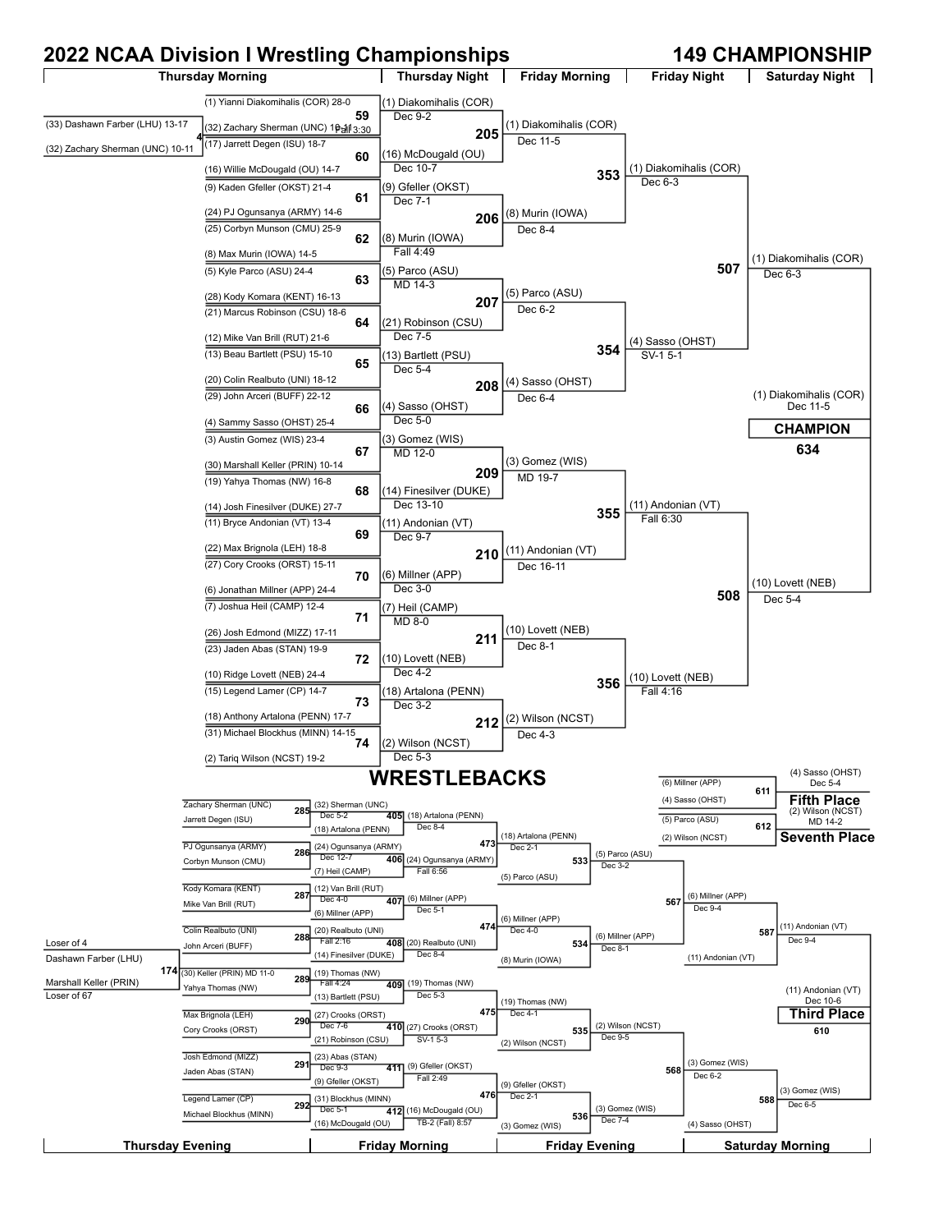# 2022 NCAA Division I Wrestling Championships

## 149 CHAMPIONSHIP

### Championship Bracket

**Thursday Morning (Pigtail)**

- Bout 4: (33) Dashawn Farber (LHU) 13-17 vs (32) Zachary Sherman (UNC) 10-11 — (32) Zachary Sherman (UNC) 10-11, Fall 3:30

**Thursday Morning (First Round) → Thursday Night**

| Bout | Wrestler 1 | Wrestler 2 | Winner | Result |
|---|---|---|---|---|
| 59 | (1) Yianni Diakomihalis (COR) 28-0 | (32) Zachary Sherman (UNC) 10-11 | (1) Diakomihalis (COR) | Dec 9-2 |
| 60 | (17) Jarrett Degen (ISU) 18-7 | (16) Willie McDougald (OU) 14-7 | (16) McDougald (OU) | Dec 10-7 |
| 61 | (9) Kaden Gfeller (OKST) 21-4 | (24) PJ Ogunsanya (ARMY) 14-6 | (9) Gfeller (OKST) | Dec 7-1 |
| 62 | (25) Corbyn Munson (CMU) 25-9 | (8) Max Murin (IOWA) 14-5 | (8) Murin (IOWA) | Fall 4:49 |
| 63 | (5) Kyle Parco (ASU) 24-4 | (28) Kody Komara (KENT) 16-13 | (5) Parco (ASU) | MD 14-3 |
| 64 | (21) Marcus Robinson (CSU) 18-6 | (12) Mike Van Brill (RUT) 21-6 | (21) Robinson (CSU) | Dec 7-5 |
| 65 | (13) Beau Bartlett (PSU) 15-10 | (20) Colin Realbuto (UNI) 18-12 | (13) Bartlett (PSU) | Dec 5-4 |
| 66 | (29) John Arceri (BUFF) 22-12 | (4) Sammy Sasso (OHST) 25-4 | (4) Sasso (OHST) | Dec 5-0 |
| 67 | (3) Austin Gomez (WIS) 23-4 | (30) Marshall Keller (PRIN) 10-14 | (3) Gomez (WIS) | MD 12-0 |
| 68 | (19) Yahya Thomas (NW) 16-8 | (14) Josh Finesilver (DUKE) 27-7 | (14) Finesilver (DUKE) | Dec 13-10 |
| 69 | (11) Bryce Andonian (VT) 13-4 | (22) Max Brignola (LEH) 18-8 | (11) Andonian (VT) | Dec 9-7 |
| 70 | (27) Cory Crooks (ORST) 15-11 | (6) Jonathan Millner (APP) 24-4 | (6) Millner (APP) | Dec 3-0 |
| 71 | (7) Joshua Heil (CAMP) 12-4 | (26) Josh Edmond (MIZZ) 17-11 | (7) Heil (CAMP) | MD 8-0 |
| 72 | (23) Jaden Abas (STAN) 19-9 | (10) Ridge Lovett (NEB) 24-4 | (10) Lovett (NEB) | Dec 4-2 |
| 73 | (15) Legend Lamer (CP) 14-7 | (18) Anthony Artalona (PENN) 17-7 | (18) Artalona (PENN) | Dec 3-2 |
| 74 | (31) Michael Blockhus (MINN) 14-15 | (2) Tariq Wilson (NCST) 19-2 | (2) Wilson (NCST) | Dec 5-3 |

**Thursday Night → Friday Morning (Quarterfinals)**

| Bout | Winner | Result |
|---|---|---|
| 205 | (1) Diakomihalis (COR) | Dec 11-5 |
| 206 | (8) Murin (IOWA) | Dec 8-4 |
| 207 | (5) Parco (ASU) | Dec 6-2 |
| 208 | (4) Sasso (OHST) | Dec 6-4 |
| 209 | (3) Gomez (WIS) | MD 19-7 |
| 210 | (11) Andonian (VT) | Dec 16-11 |
| 211 | (10) Lovett (NEB) | Dec 8-1 |
| 212 | (2) Wilson (NCST) | Dec 4-3 |

**Friday Night (Semifinals)**

| Bout | Winner | Result |
|---|---|---|
| 353 | (1) Diakomihalis (COR) | Dec 6-3 |
| 354 | (4) Sasso (OHST) | SV-1 5-1 |
| 355 | (11) Andonian (VT) | Fall 6:30 |
| 356 | (10) Lovett (NEB) | Fall 4:16 |

**Saturday Night**

| Bout | Winner | Result |
|---|---|---|
| 507 | (1) Diakomihalis (COR) | Dec 6-3 |
| 508 | (10) Lovett (NEB) | Dec 5-4 |

**Bout 634 — CHAMPION: (1) Diakomihalis (COR), Dec 11-5**

## WRESTLEBACKS

**Thursday Evening**

- Bout 174: Loser of 4 — Dashawn Farber (LHU) vs Marshall Keller (PRIN) (Loser of 67) — (30) Keller (PRIN) MD 11-0

| Bout | Wrestler 1 | Wrestler 2 | Winner | Result |
|---|---|---|---|---|
| 285 | Zachary Sherman (UNC) | Jarrett Degen (ISU) | (32) Sherman (UNC) | Dec 5-2 |
| 286 | PJ Ogunsanya (ARMY) | Corbyn Munson (CMU) | (24) Ogunsanya (ARMY) | Dec 12-7 |
| 287 | Kody Komara (KENT) | Mike Van Brill (RUT) | (12) Van Brill (RUT) | Dec 4-0 |
| 288 | Colin Realbuto (UNI) | John Arceri (BUFF) | (20) Realbuto (UNI) | Fall 2:16 |
| 289 | (30) Keller (PRIN) MD 11-0 | Yahya Thomas (NW) | (19) Thomas (NW) | Fall 4:24 |
| 290 | Max Brignola (LEH) | Cory Crooks (ORST) | (27) Crooks (ORST) | Dec 7-6 |
| 291 | Josh Edmond (MIZZ) | Jaden Abas (STAN) | (23) Abas (STAN) | Dec 9-3 |
| 292 | Legend Lamer (CP) | Michael Blockhus (MINN) | (31) Blockhus (MINN) | Dec 5-1 |

**Friday Morning**

| Bout | Wrestler 1 | Wrestler 2 | Winner | Result |
|---|---|---|---|---|
| 405 | (32) Sherman (UNC) | (18) Artalona (PENN) | (18) Artalona (PENN) | Dec 8-4 |
| 406 | (24) Ogunsanya (ARMY) | (7) Heil (CAMP) | (24) Ogunsanya (ARMY) | Fall 6:56 |
| 407 | (12) Van Brill (RUT) | (6) Millner (APP) | (6) Millner (APP) | Dec 5-1 |
| 408 | (20) Realbuto (UNI) | (14) Finesilver (DUKE) | (20) Realbuto (UNI) | Dec 8-4 |
| 409 | (19) Thomas (NW) | (13) Bartlett (PSU) | (19) Thomas (NW) | Dec 5-3 |
| 410 | (27) Crooks (ORST) | (21) Robinson (CSU) | (27) Crooks (ORST) | SV-1 5-3 |
| 411 | (23) Abas (STAN) | (9) Gfeller (OKST) | (9) Gfeller (OKST) | Fall 2:49 |
| 412 | (31) Blockhus (MINN) | (16) McDougald (OU) | (16) McDougald (OU) | TB-2 (Fall) 8:57 |

| Bout | Wrestler 1 | Wrestler 2 | Winner | Result |
|---|---|---|---|---|
| 473 | (18) Artalona (PENN) | (24) Ogunsanya (ARMY) | (18) Artalona (PENN) | Dec 2-1 |
| 474 | (6) Millner (APP) | (20) Realbuto (UNI) | (6) Millner (APP) | Dec 4-0 |
| 475 | (19) Thomas (NW) | (27) Crooks (ORST) | (19) Thomas (NW) | Dec 4-1 |
| 476 | (9) Gfeller (OKST) | (16) McDougald (OU) | (9) Gfeller (OKST) | Dec 2-1 |

**Friday Evening**

| Bout | Wrestler 1 | Wrestler 2 | Winner | Result |
|---|---|---|---|---|
| 533 | (18) Artalona (PENN) | (5) Parco (ASU) | (5) Parco (ASU) | Dec 3-2 |
| 534 | (6) Millner (APP) | (8) Murin (IOWA) | (6) Millner (APP) | Dec 8-1 |
| 535 | (19) Thomas (NW) | (2) Wilson (NCST) | (2) Wilson (NCST) | Dec 9-5 |
| 536 | (9) Gfeller (OKST) | (3) Gomez (WIS) | (3) Gomez (WIS) | Dec 7-4 |

| Bout | Wrestler 1 | Wrestler 2 | Winner | Result |
|---|---|---|---|---|
| 567 | (5) Parco (ASU) | (6) Millner (APP) | (6) Millner (APP) | Dec 9-4 |
| 568 | (2) Wilson (NCST) | (3) Gomez (WIS) | (3) Gomez (WIS) | Dec 6-2 |

**Saturday Morning**

| Bout | Wrestler 1 | Wrestler 2 | Winner | Result |
|---|---|---|---|---|
| 587 | (6) Millner (APP) | (11) Andonian (VT) | (11) Andonian (VT) | Dec 9-4 |
| 588 | (3) Gomez (WIS) | (4) Sasso (OHST) | (3) Gomez (WIS) | Dec 6-5 |

**Placement Matches**

| Bout | Place | Wrestler 1 | Wrestler 2 | Winner | Result |
|---|---|---|---|---|---|
| 610 | Third Place | (11) Andonian (VT) | (3) Gomez (WIS) | (11) Andonian (VT) | Dec 10-6 |
| 611 | Fifth Place | (6) Millner (APP) | (4) Sasso (OHST) | (4) Sasso (OHST) | Dec 5-4 |
| 612 | Seventh Place | (5) Parco (ASU) | (2) Wilson (NCST) | (2) Wilson (NCST) | MD 14-2 |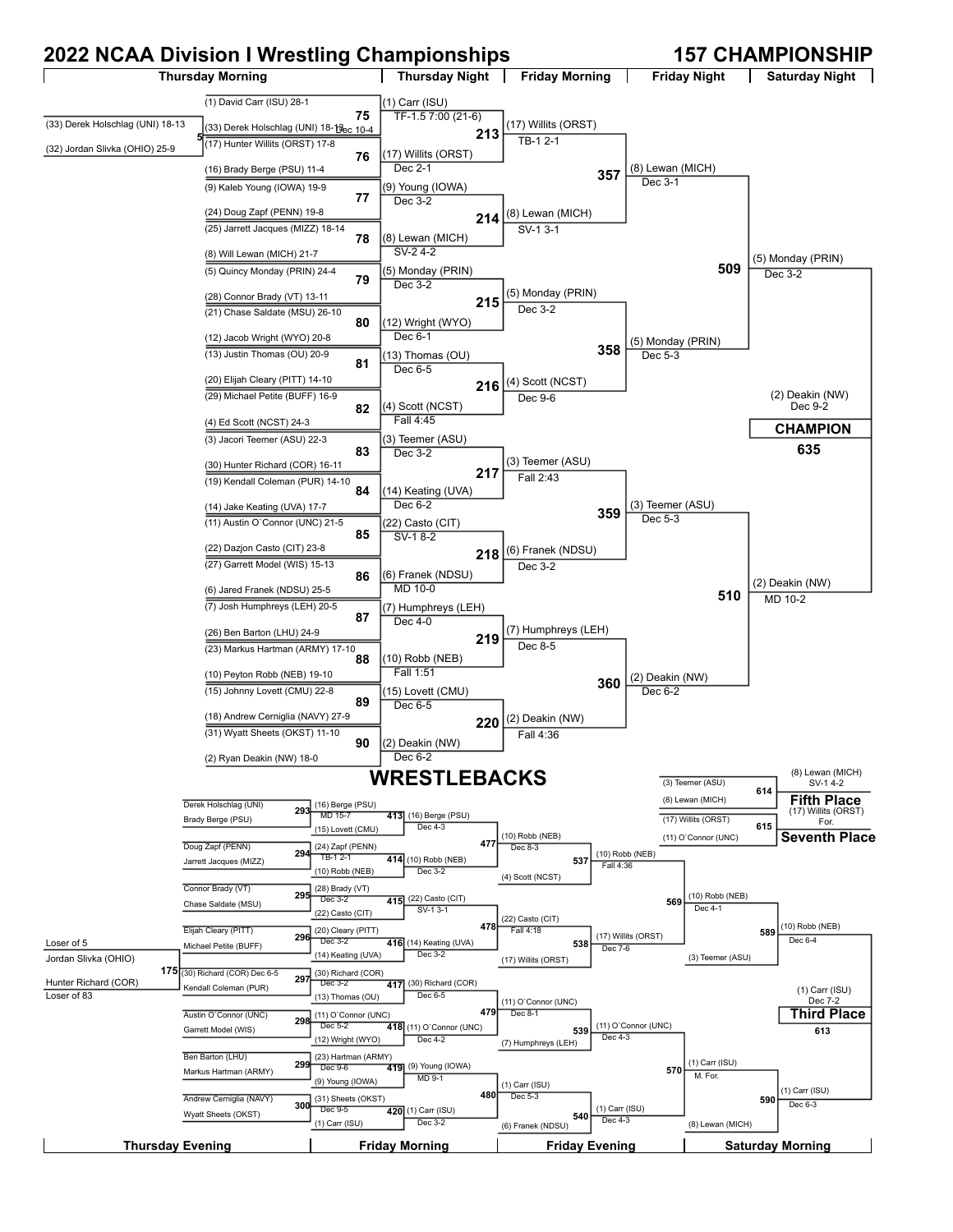# 2022 NCAA Division I Wrestling Championships

## 157 CHAMPIONSHIP

### Championship Bracket

**Pigtail (Bout 5):** (33) Derek Holschlag (UNI) 18-13 vs (32) Jordan Slivka (OHIO) 25-9 — Winner: (33) Derek Holschlag (UNI), Dec 10-4

**Thursday Morning (First Round)**

| Bout | Wrestler | Wrestler | Winner / Result |
|---|---|---|---|
| 75 | (1) David Carr (ISU) 28-1 | (33) Derek Holschlag (UNI) 18-13 | (1) Carr (ISU), TF-1.5 7:00 (21-6) |
| 76 | (17) Hunter Willits (ORST) 17-8 | (16) Brady Berge (PSU) 11-4 | (17) Willits (ORST), Dec 2-1 |
| 77 | (9) Kaleb Young (IOWA) 19-9 | (24) Doug Zapf (PENN) 19-8 | (9) Young (IOWA), Dec 3-2 |
| 78 | (25) Jarrett Jacques (MIZZ) 18-14 | (8) Will Lewan (MICH) 21-7 | (8) Lewan (MICH), SV-2 4-2 |
| 79 | (5) Quincy Monday (PRIN) 24-4 | (28) Connor Brady (VT) 13-11 | (5) Monday (PRIN), Dec 3-2 |
| 80 | (21) Chase Saldate (MSU) 26-10 | (12) Jacob Wright (WYO) 20-8 | (12) Wright (WYO), Dec 6-1 |
| 81 | (13) Justin Thomas (OU) 20-9 | (20) Elijah Cleary (PITT) 14-10 | (13) Thomas (OU), Dec 6-5 |
| 82 | (29) Michael Petite (BUFF) 16-9 | (4) Ed Scott (NCST) 24-3 | (4) Scott (NCST), Fall 4:45 |
| 83 | (3) Jacori Teemer (ASU) 22-3 | (30) Hunter Richard (COR) 16-11 | (3) Teemer (ASU), Dec 3-2 |
| 84 | (19) Kendall Coleman (PUR) 14-10 | (14) Jake Keating (UVA) 17-7 | (14) Keating (UVA), Dec 6-2 |
| 85 | (11) Austin O`Connor (UNC) 21-5 | (22) Dazjon Casto (CIT) 23-8 | (22) Casto (CIT), SV-1 8-2 |
| 86 | (27) Garrett Model (WIS) 15-13 | (6) Jared Franek (NDSU) 25-5 | (6) Franek (NDSU), MD 10-0 |
| 87 | (7) Josh Humphreys (LEH) 20-5 | (26) Ben Barton (LHU) 24-9 | (7) Humphreys (LEH), Dec 4-0 |
| 88 | (23) Markus Hartman (ARMY) 17-10 | (10) Peyton Robb (NEB) 19-10 | (10) Robb (NEB), Fall 1:51 |
| 89 | (15) Johnny Lovett (CMU) 22-8 | (18) Andrew Cerniglia (NAVY) 27-9 | (15) Lovett (CMU), Dec 6-5 |
| 90 | (31) Wyatt Sheets (OKST) 11-10 | (2) Ryan Deakin (NW) 18-0 | (2) Deakin (NW), Dec 6-2 |

**Thursday Night (Second Round)**

| Bout | Wrestler | Wrestler | Winner / Result |
|---|---|---|---|
| 213 | (1) Carr (ISU) | (17) Willits (ORST) | (17) Willits (ORST), TB-1 2-1 |
| 214 | (9) Young (IOWA) | (8) Lewan (MICH) | (8) Lewan (MICH), SV-1 3-1 |
| 215 | (5) Monday (PRIN) | (12) Wright (WYO) | (5) Monday (PRIN), Dec 3-2 |
| 216 | (13) Thomas (OU) | (4) Scott (NCST) | (4) Scott (NCST), Dec 9-6 |
| 217 | (3) Teemer (ASU) | (14) Keating (UVA) | (3) Teemer (ASU), Fall 2:43 |
| 218 | (22) Casto (CIT) | (6) Franek (NDSU) | (6) Franek (NDSU), Dec 3-2 |
| 219 | (7) Humphreys (LEH) | (10) Robb (NEB) | (7) Humphreys (LEH), Dec 8-5 |
| 220 | (15) Lovett (CMU) | (2) Deakin (NW) | (2) Deakin (NW), Fall 4:36 |

**Friday Morning (Quarterfinals)**

| Bout | Wrestler | Wrestler | Winner / Result |
|---|---|---|---|
| 357 | (17) Willits (ORST) | (8) Lewan (MICH) | (8) Lewan (MICH), Dec 3-1 |
| 358 | (5) Monday (PRIN) | (4) Scott (NCST) | (5) Monday (PRIN), Dec 5-3 |
| 359 | (3) Teemer (ASU) | (6) Franek (NDSU) | (3) Teemer (ASU), Dec 5-3 |
| 360 | (7) Humphreys (LEH) | (2) Deakin (NW) | (2) Deakin (NW), Dec 6-2 |

**Friday Night (Semifinals)**

| Bout | Wrestler | Wrestler | Winner / Result |
|---|---|---|---|
| 509 | (8) Lewan (MICH) | (5) Monday (PRIN) | (5) Monday (PRIN), Dec 3-2 |
| 510 | (3) Teemer (ASU) | (2) Deakin (NW) | (2) Deakin (NW), MD 10-2 |

**Saturday Night (Final)**

| Bout | Wrestler | Wrestler | Winner / Result |
|---|---|---|---|
| 635 | (5) Monday (PRIN) | (2) Deakin (NW) | **CHAMPION:** (2) Deakin (NW), Dec 9-2 |

## WRESTLEBACKS

**Thursday Evening**

| Bout | Wrestler | Wrestler | Winner / Result |
|---|---|---|---|
| 175 | Loser of 5: Jordan Slivka (OHIO) | Loser of 83: Hunter Richard (COR) | (30) Richard (COR), Dec 6-5 |
| 293 | Derek Holschlag (UNI) | Brady Berge (PSU) | (16) Berge (PSU), MD 15-7 |
| 294 | Doug Zapf (PENN) | Jarrett Jacques (MIZZ) | (24) Zapf (PENN), TB-1 2-1 |
| 295 | Connor Brady (VT) | Chase Saldate (MSU) | (28) Brady (VT), Dec 3-2 |
| 296 | Elijah Cleary (PITT) | Michael Petite (BUFF) | (20) Cleary (PITT), Dec 3-2 |
| 297 | (30) Richard (COR) | Kendall Coleman (PUR) | (30) Richard (COR), Dec 3-2 |
| 298 | Austin O`Connor (UNC) | Garrett Model (WIS) | (11) O`Connor (UNC), Dec 5-2 |
| 299 | Ben Barton (LHU) | Markus Hartman (ARMY) | (23) Hartman (ARMY), Dec 9-6 |
| 300 | Andrew Cerniglia (NAVY) | Wyatt Sheets (OKST) | (31) Sheets (OKST), Dec 9-5 |

**Friday Morning**

| Bout | Wrestler | Wrestler | Winner / Result |
|---|---|---|---|
| 413 | (16) Berge (PSU) | (15) Lovett (CMU) | (16) Berge (PSU), Dec 4-3 |
| 414 | (24) Zapf (PENN) | (10) Robb (NEB) | (10) Robb (NEB), Dec 3-2 |
| 415 | (28) Brady (VT) | (22) Casto (CIT) | (22) Casto (CIT), SV-1 3-1 |
| 416 | (20) Cleary (PITT) | (14) Keating (UVA) | (14) Keating (UVA), Dec 3-2 |
| 417 | (30) Richard (COR) | (13) Thomas (OU) | (30) Richard (COR), Dec 6-5 |
| 418 | (11) O`Connor (UNC) | (12) Wright (WYO) | (11) O`Connor (UNC), Dec 4-2 |
| 419 | (23) Hartman (ARMY) | (9) Young (IOWA) | (9) Young (IOWA), MD 9-1 |
| 420 | (31) Sheets (OKST) | (1) Carr (ISU) | (1) Carr (ISU), Dec 3-2 |
| 477 | (16) Berge (PSU) | (10) Robb (NEB) | (10) Robb (NEB), Dec 8-3 |
| 478 | (22) Casto (CIT) | (14) Keating (UVA) | (22) Casto (CIT), Fall 4:18 |
| 479 | (30) Richard (COR) | (11) O`Connor (UNC) | (11) O`Connor (UNC), Dec 8-1 |
| 480 | (9) Young (IOWA) | (1) Carr (ISU) | (1) Carr (ISU), Dec 5-3 |

**Friday Evening**

| Bout | Wrestler | Wrestler | Winner / Result |
|---|---|---|---|
| 537 | (10) Robb (NEB) | (4) Scott (NCST) | (10) Robb (NEB), Fall 4:36 |
| 538 | (22) Casto (CIT) | (17) Willits (ORST) | (17) Willits (ORST), Dec 7-6 |
| 539 | (11) O`Connor (UNC) | (7) Humphreys (LEH) | (11) O`Connor (UNC), Dec 4-3 |
| 540 | (1) Carr (ISU) | (6) Franek (NDSU) | (1) Carr (ISU), Dec 4-3 |
| 569 | (10) Robb (NEB) | (17) Willits (ORST) | (10) Robb (NEB), Dec 4-1 |
| 570 | (11) O`Connor (UNC) | (1) Carr (ISU) | (1) Carr (ISU), M. For. |

**Saturday Morning**

| Bout | Wrestler | Wrestler | Winner / Result |
|---|---|---|---|
| 589 | (10) Robb (NEB) | (3) Teemer (ASU) | (10) Robb (NEB), Dec 6-4 |
| 590 | (1) Carr (ISU) | (8) Lewan (MICH) | (1) Carr (ISU), Dec 6-3 |
| 613 | (10) Robb (NEB) | (1) Carr (ISU) | **Third Place:** (1) Carr (ISU), Dec 7-2 |
| 614 | (3) Teemer (ASU) | (8) Lewan (MICH) | **Fifth Place:** (8) Lewan (MICH), SV-1 4-2 |
| 615 | (17) Willits (ORST) | (11) O`Connor (UNC) | **Seventh Place:** (17) Willits (ORST), For. |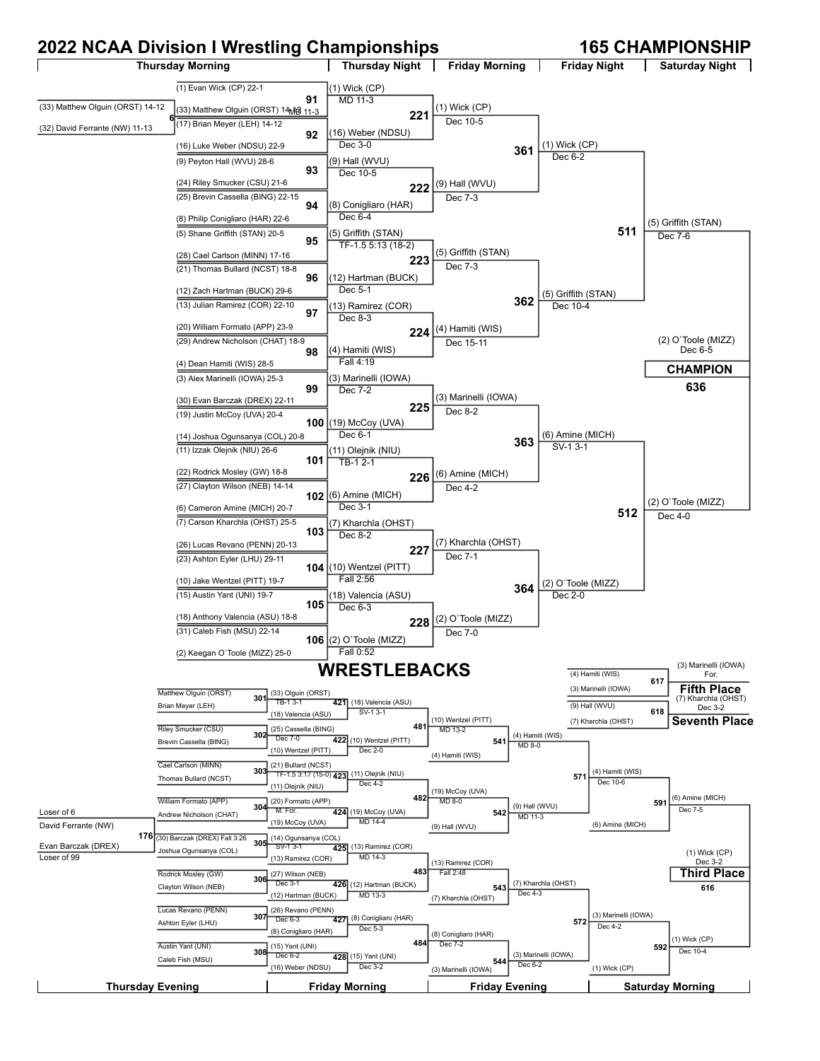# 2022 NCAA Division I Wrestling Championships

## 165 CHAMPIONSHIP

### Championship Bracket

**Thursday Morning**

| Bout | Wrestler | Wrestler | Winner / Result |
|---|---|---|---|
| 6 | (33) Matthew Olguin (ORST) 14-12 | (32) David Ferrante (NW) 11-13 | (33) Matthew Olguin (ORST) 14-12, MD 11-3 |
| 91 | (1) Evan Wick (CP) 22-1 | (33) Matthew Olguin (ORST) 14-12 | (1) Wick (CP) MD 11-3 |
| 92 | (17) Brian Meyer (LEH) 14-12 | (16) Luke Weber (NDSU) 22-9 | (16) Weber (NDSU) Dec 3-0 |
| 93 | (9) Peyton Hall (WVU) 28-6 | (24) Riley Smucker (CSU) 21-6 | (9) Hall (WVU) Dec 10-5 |
| 94 | (25) Brevin Cassella (BING) 22-15 | (8) Philip Conigliaro (HAR) 22-6 | (8) Conigliaro (HAR) Dec 6-4 |
| 95 | (5) Shane Griffith (STAN) 20-5 | (28) Cael Carlson (MINN) 17-16 | (5) Griffith (STAN) TF-1.5 5:13 (18-2) |
| 96 | (21) Thomas Bullard (NCST) 18-8 | (12) Zach Hartman (BUCK) 29-6 | (12) Hartman (BUCK) Dec 5-1 |
| 97 | (13) Julian Ramirez (COR) 22-10 | (20) William Formato (APP) 23-9 | (13) Ramirez (COR) Dec 8-3 |
| 98 | (29) Andrew Nicholson (CHAT) 18-9 | (4) Dean Hamiti (WIS) 28-5 | (4) Hamiti (WIS) Fall 4:19 |
| 99 | (3) Alex Marinelli (IOWA) 25-3 | (30) Evan Barczak (DREX) 22-11 | (3) Marinelli (IOWA) Dec 7-2 |
| 100 | (19) Justin McCoy (UVA) 20-4 | (14) Joshua Ogunsanya (COL) 20-8 | (19) McCoy (UVA) Dec 6-1 |
| 101 | (11) Izzak Olejnik (NIU) 26-6 | (22) Rodrick Mosley (GW) 18-8 | (11) Olejnik (NIU) TB-1 2-1 |
| 102 | (27) Clayton Wilson (NEB) 14-14 | (6) Cameron Amine (MICH) 20-7 | (6) Amine (MICH) Dec 3-1 |
| 103 | (7) Carson Kharchla (OHST) 25-5 | (26) Lucas Revano (PENN) 20-13 | (7) Kharchla (OHST) Dec 8-2 |
| 104 | (23) Ashton Eyler (LHU) 29-11 | (10) Jake Wentzel (PITT) 19-7 | (10) Wentzel (PITT) Fall 2:56 |
| 105 | (15) Austin Yant (UNI) 19-7 | (18) Anthony Valencia (ASU) 18-8 | (18) Valencia (ASU) Dec 6-3 |
| 106 | (31) Caleb Fish (MSU) 22-14 | (2) Keegan O`Toole (MIZZ) 25-0 | (2) O`Toole (MIZZ) Fall 0:52 |

**Thursday Night**

| Bout | Winner / Result |
|---|---|
| 221 | (1) Wick (CP) Dec 10-5 |
| 222 | (9) Hall (WVU) Dec 7-3 |
| 223 | (5) Griffith (STAN) Dec 7-3 |
| 224 | (4) Hamiti (WIS) Dec 15-11 |
| 225 | (3) Marinelli (IOWA) Dec 8-2 |
| 226 | (6) Amine (MICH) Dec 4-2 |
| 227 | (7) Kharchla (OHST) Dec 7-1 |
| 228 | (2) O`Toole (MIZZ) Dec 7-0 |

**Friday Morning (Quarterfinals)**

| Bout | Winner / Result |
|---|---|
| 361 | (1) Wick (CP) Dec 6-2 |
| 362 | (5) Griffith (STAN) Dec 10-4 |
| 363 | (6) Amine (MICH) SV-1 3-1 |
| 364 | (2) O`Toole (MIZZ) Dec 2-0 |

**Friday Night (Semifinals)**

| Bout | Winner / Result |
|---|---|
| 511 | (5) Griffith (STAN) Dec 7-6 |
| 512 | (2) O`Toole (MIZZ) Dec 4-0 |

**Saturday Night (Final)**

| Bout | Winner / Result |
|---|---|
| 636 | **CHAMPION**: (2) O`Toole (MIZZ) Dec 6-5 |

## WRESTLEBACKS

**Thursday Evening**

| Bout | Wrestler | Wrestler | Winner / Result |
|---|---|---|---|
| 176 | Loser of 6 — David Ferrante (NW) | Loser of 99 — Evan Barczak (DREX) | (30) Barczak (DREX) Fall 3:26 |
| 301 | Matthew Olguin (ORST) | Brian Meyer (LEH) | (33) Olguin (ORST) TB-1 3-1 |
| 302 | Riley Smucker (CSU) | Brevin Cassella (BING) | (25) Cassella (BING) Dec 7-0 |
| 303 | Cael Carlson (MINN) | Thomas Bullard (NCST) | (21) Bullard (NCST) TF-1.5 3:17 (15-0) |
| 304 | William Formato (APP) | Andrew Nicholson (CHAT) | (20) Formato (APP) M. For. |
| 305 | (30) Barczak (DREX) | Joshua Ogunsanya (COL) | (14) Ogunsanya (COL) SV-1 3-1 |
| 306 | Rodrick Mosley (GW) | Clayton Wilson (NEB) | (27) Wilson (NEB) Dec 3-1 |
| 307 | Lucas Revano (PENN) | Ashton Eyler (LHU) | (26) Revano (PENN) Dec 6-3 |
| 308 | Austin Yant (UNI) | Caleb Fish (MSU) | (15) Yant (UNI) Dec 6-2 |

**Friday Morning**

| Bout | Wrestler | Wrestler | Winner / Result |
|---|---|---|---|
| 421 | (33) Olguin (ORST) | (18) Valencia (ASU) | (18) Valencia (ASU) SV-1 3-1 |
| 422 | (25) Cassella (BING) | (10) Wentzel (PITT) | (10) Wentzel (PITT) Dec 2-0 |
| 423 | (21) Bullard (NCST) | (11) Olejnik (NIU) | (11) Olejnik (NIU) Dec 4-2 |
| 424 | (20) Formato (APP) | (19) McCoy (UVA) | (19) McCoy (UVA) MD 14-4 |
| 425 | (14) Ogunsanya (COL) | (13) Ramirez (COR) | (13) Ramirez (COR) MD 14-3 |
| 426 | (27) Wilson (NEB) | (12) Hartman (BUCK) | (12) Hartman (BUCK) MD 13-3 |
| 427 | (26) Revano (PENN) | (8) Conigliaro (HAR) | (8) Conigliaro (HAR) Dec 5-3 |
| 428 | (15) Yant (UNI) | (16) Weber (NDSU) | (15) Yant (UNI) Dec 3-2 |
| 481 | (18) Valencia (ASU) | (10) Wentzel (PITT) | (10) Wentzel (PITT) MD 13-2 |
| 482 | (11) Olejnik (NIU) | (19) McCoy (UVA) | (19) McCoy (UVA) MD 8-0 |
| 483 | (13) Ramirez (COR) | (12) Hartman (BUCK) | (13) Ramirez (COR) Fall 2:48 |
| 484 | (15) Yant (UNI) | (8) Conigliaro (HAR) | (8) Conigliaro (HAR) Dec 7-2 |

**Friday Evening**

| Bout | Wrestler | Wrestler | Winner / Result |
|---|---|---|---|
| 541 | (10) Wentzel (PITT) | (4) Hamiti (WIS) | (4) Hamiti (WIS) MD 8-0 |
| 542 | (19) McCoy (UVA) | (9) Hall (WVU) | (9) Hall (WVU) MD 11-3 |
| 543 | (13) Ramirez (COR) | (7) Kharchla (OHST) | (7) Kharchla (OHST) Dec 4-3 |
| 544 | (8) Conigliaro (HAR) | (3) Marinelli (IOWA) | (3) Marinelli (IOWA) Dec 6-2 |
| 571 | (4) Hamiti (WIS) | (9) Hall (WVU) | (4) Hamiti (WIS) Dec 10-6 |
| 572 | (7) Kharchla (OHST) | (3) Marinelli (IOWA) | (3) Marinelli (IOWA) Dec 4-2 |

**Saturday Morning**

| Bout | Wrestler | Wrestler | Winner / Result |
|---|---|---|---|
| 591 | (4) Hamiti (WIS) | (6) Amine (MICH) | (6) Amine (MICH) Dec 7-5 |
| 592 | (3) Marinelli (IOWA) | (1) Wick (CP) | (1) Wick (CP) Dec 10-4 |
| 617 | (4) Hamiti (WIS) | (3) Marinelli (IOWA) | **Fifth Place**: (3) Marinelli (IOWA) For. |
| 618 | (9) Hall (WVU) | (7) Kharchla (OHST) | **Seventh Place**: (7) Kharchla (OHST) Dec 3-2 |
| 616 | (6) Amine (MICH) | (1) Wick (CP) | **Third Place**: (1) Wick (CP) Dec 3-2 |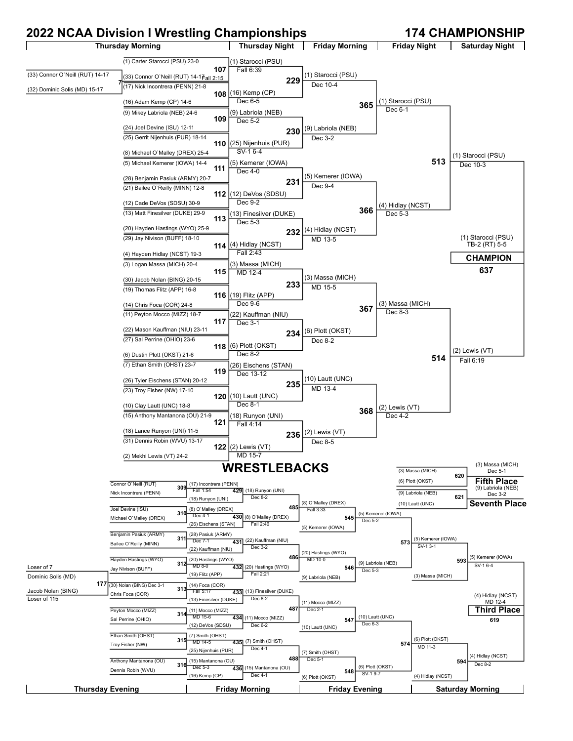# 2022 NCAA Division I Wrestling Championships

## 174 CHAMPIONSHIP

### Championship Bracket

**Thursday Morning — Pigtail**

| Bout | Wrestler 1 | Wrestler 2 | Winner |
|---|---|---|---|
| 7 | (33) Connor O`Neill (RUT) 14-17 | (32) Dominic Solis (MD) 15-17 | (33) Connor O`Neill (RUT) 14-17 |

**Thursday Morning — First Round**

| Bout | Wrestler 1 | Wrestler 2 | Winner | Result |
|---|---|---|---|---|
| 107 | (1) Carter Starocci (PSU) 23-0 | (33) Connor O`Neill (RUT) 14-17 | (1) Starocci (PSU) | Fall 6:39 |
| 108 | (17) Nick Incontrera (PENN) 21-8 | (16) Adam Kemp (CP) 14-6 | (16) Kemp (CP) | Dec 6-5 |
| 109 | (9) Mikey Labriola (NEB) 24-6 | (24) Joel Devine (ISU) 12-11 | (9) Labriola (NEB) | Dec 5-2 |
| 110 | (25) Gerrit Nijenhuis (PUR) 18-14 | (8) Michael O`Malley (DREX) 25-4 | (25) Nijenhuis (PUR) | SV-1 6-4 |
| 111 | (5) Michael Kemerer (IOWA) 14-4 | (28) Benjamin Pasiuk (ARMY) 20-7 | (5) Kemerer (IOWA) | Dec 4-0 |
| 112 | (21) Bailee O`Reilly (MINN) 12-8 | (12) Cade DeVos (SDSU) 30-9 | (12) DeVos (SDSU) | Dec 9-2 |
| 113 | (13) Matt Finesilver (DUKE) 29-9 | (20) Hayden Hastings (WYO) 25-9 | (13) Finesilver (DUKE) | Dec 5-3 |
| 114 | (29) Jay Nivison (BUFF) 18-10 | (4) Hayden Hidlay (NCST) 19-3 | (4) Hidlay (NCST) | Fall 2:43 |
| 115 | (3) Logan Massa (MICH) 20-4 | (30) Jacob Nolan (BING) 20-15 | (3) Massa (MICH) | MD 12-4 |
| 116 | (19) Thomas Flitz (APP) 16-8 | (14) Chris Foca (COR) 24-8 | (19) Flitz (APP) | Dec 9-6 |
| 117 | (11) Peyton Mocco (MIZZ) 18-7 | (22) Mason Kauffman (NIU) 23-11 | (22) Kauffman (NIU) | Dec 3-1 |
| 118 | (27) Sal Perrine (OHIO) 23-6 | (6) Dustin Plott (OKST) 21-6 | (6) Plott (OKST) | Dec 8-2 |
| 119 | (7) Ethan Smith (OHST) 23-7 | (26) Tyler Eischens (STAN) 20-12 | (26) Eischens (STAN) | Dec 13-12 |
| 120 | (23) Troy Fisher (NW) 17-10 | (10) Clay Lautt (UNC) 18-8 | (10) Lautt (UNC) | Dec 8-1 |
| 121 | (15) Anthony Mantanona (OU) 21-9 | (18) Lance Runyon (UNI) 11-5 | (18) Runyon (UNI) | Fall 4:14 |
| 122 | (31) Dennis Robin (WVU) 13-17 | (2) Mekhi Lewis (VT) 24-2 | (2) Lewis (VT) | MD 15-7 |

**Thursday Night — Second Round**

| Bout | Winner | Result |
|---|---|---|
| 229 | (1) Starocci (PSU) | Dec 10-4 |
| 230 | (9) Labriola (NEB) | Dec 3-2 |
| 231 | (5) Kemerer (IOWA) | Dec 9-4 |
| 232 | (4) Hidlay (NCST) | MD 13-5 |
| 233 | (3) Massa (MICH) | MD 15-5 |
| 234 | (6) Plott (OKST) | Dec 8-2 |
| 235 | (10) Lautt (UNC) | MD 13-4 |
| 236 | (2) Lewis (VT) | Dec 8-5 |

**Friday Morning — Quarterfinals**

| Bout | Winner | Result |
|---|---|---|
| 365 | (1) Starocci (PSU) | Dec 6-1 |
| 366 | (4) Hidlay (NCST) | Dec 5-3 |
| 367 | (3) Massa (MICH) | Dec 8-3 |
| 368 | (2) Lewis (VT) | Dec 4-2 |

**Friday Night — Semifinals**

| Bout | Winner | Result |
|---|---|---|
| 513 | (1) Starocci (PSU) | Dec 10-3 |
| 514 | (2) Lewis (VT) | Fall 6:19 |

**Saturday Night — Final**

| Bout | Winner | Result |
|---|---|---|
| 637 | (1) Starocci (PSU) — **CHAMPION** | TB-2 (RT) 5-5 |

## WRESTLEBACKS

**Thursday Evening**

| Bout | Wrestler 1 | Wrestler 2 | Winner | Result |
|---|---|---|---|---|
| 177 | Loser of 7 (Dominic Solis (MD)) | Loser of 115 (Jacob Nolan (BING)) | (30) Nolan (BING) | Dec 3-1 |
| 309 | Connor O`Neill (RUT) | Nick Incontrera (PENN) | (17) Incontrera (PENN) | Fall 1:54 |
| 310 | Joel Devine (ISU) | Michael O`Malley (DREX) | (8) O`Malley (DREX) | Dec 4-1 |
| 311 | Benjamin Pasiuk (ARMY) | Bailee O`Reilly (MINN) | (28) Pasiuk (ARMY) | Dec 7-1 |
| 312 | Hayden Hastings (WYO) | Jay Nivison (BUFF) | (20) Hastings (WYO) | MD 8-0 |
| 313 | (30) Nolan (BING) | Chris Foca (COR) | (14) Foca (COR) | Fall 5:17 |
| 314 | Peyton Mocco (MIZZ) | Sal Perrine (OHIO) | (11) Mocco (MIZZ) | MD 15-6 |
| 315 | Ethan Smith (OHST) | Troy Fisher (NW) | (7) Smith (OHST) | MD 14-5 |
| 316 | Anthony Mantanona (OU) | Dennis Robin (WVU) | (15) Mantanona (OU) | Dec 5-3 |

**Friday Morning**

| Bout | Wrestler 1 | Wrestler 2 | Winner | Result |
|---|---|---|---|---|
| 429 | (17) Incontrera (PENN) | (18) Runyon (UNI) | (18) Runyon (UNI) | Dec 8-2 |
| 430 | (8) O`Malley (DREX) | (26) Eischens (STAN) | (8) O`Malley (DREX) | Fall 2:46 |
| 431 | (28) Pasiuk (ARMY) | (22) Kauffman (NIU) | (22) Kauffman (NIU) | Dec 3-2 |
| 432 | (20) Hastings (WYO) | (19) Flitz (APP) | (20) Hastings (WYO) | Fall 2:21 |
| 433 | (14) Foca (COR) | (13) Finesilver (DUKE) | (13) Finesilver (DUKE) | Dec 8-2 |
| 434 | (11) Mocco (MIZZ) | (12) DeVos (SDSU) | (11) Mocco (MIZZ) | Dec 6-2 |
| 435 | (7) Smith (OHST) | (25) Nijenhuis (PUR) | (7) Smith (OHST) | Dec 4-1 |
| 436 | (15) Mantanona (OU) | (16) Kemp (CP) | (15) Mantanona (OU) | Dec 4-1 |
| 485 | (18) Runyon (UNI) | (8) O`Malley (DREX) | (8) O`Malley (DREX) | Fall 3:33 |
| 486 | (22) Kauffman (NIU) | (20) Hastings (WYO) | (20) Hastings (WYO) | MD 10-0 |
| 487 | (13) Finesilver (DUKE) | (11) Mocco (MIZZ) | (11) Mocco (MIZZ) | Dec 2-1 |
| 488 | (7) Smith (OHST) | (15) Mantanona (OU) | (7) Smith (OHST) | Dec 5-1 |

**Friday Evening**

| Bout | Wrestler 1 | Wrestler 2 | Winner | Result |
|---|---|---|---|---|
| 545 | (8) O`Malley (DREX) | (5) Kemerer (IOWA) | (5) Kemerer (IOWA) | Dec 5-2 |
| 546 | (20) Hastings (WYO) | (9) Labriola (NEB) | (9) Labriola (NEB) | Dec 5-3 |
| 547 | (11) Mocco (MIZZ) | (10) Lautt (UNC) | (10) Lautt (UNC) | Dec 6-3 |
| 548 | (7) Smith (OHST) | (6) Plott (OKST) | (6) Plott (OKST) | SV-1 9-7 |

**Saturday Morning**

| Bout | Wrestler 1 | Wrestler 2 | Winner | Result |
|---|---|---|---|---|
| 573 | (5) Kemerer (IOWA) | (9) Labriola (NEB) | (5) Kemerer (IOWA) | SV-1 3-1 |
| 574 | (10) Lautt (UNC) | (6) Plott (OKST) | (6) Plott (OKST) | MD 11-3 |
| 593 | (5) Kemerer (IOWA) | (3) Massa (MICH) | (5) Kemerer (IOWA) | SV-1 6-4 |
| 594 | (6) Plott (OKST) | (4) Hidlay (NCST) | (4) Hidlay (NCST) | Dec 8-2 |

### Placement Matches

| Bout | Place | Wrestler 1 | Wrestler 2 | Winner | Result |
|---|---|---|---|---|---|
| 619 | **Third Place** | (5) Kemerer (IOWA) | (4) Hidlay (NCST) | (4) Hidlay (NCST) | MD 12-4 |
| 620 | **Fifth Place** | (3) Massa (MICH) | (6) Plott (OKST) | (3) Massa (MICH) | Dec 5-1 |
| 621 | **Seventh Place** | (9) Labriola (NEB) | (10) Lautt (UNC) | (9) Labriola (NEB) | Dec 3-2 |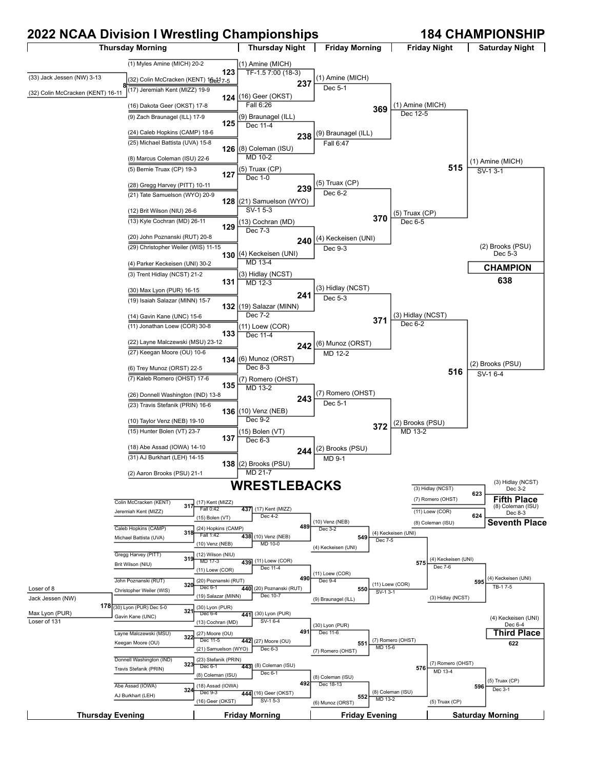# 2022 NCAA Division I Wrestling Championships

## 184 CHAMPIONSHIP

### Championship Bracket

**Thursday Morning**

- Pigtail Bout 8: (33) Jack Jessen (NW) 3-13 vs (32) Colin McCracken (KENT) 16-11 — (32) Colin McCracken (KENT) 16-11, Dec 7-5
- Bout 123: (1) Myles Amine (MICH) 20-2 vs (32) Colin McCracken (KENT) 16-11 — (1) Amine (MICH), TF-1.5 7:00 (18-3)
- Bout 124: (17) Jeremiah Kent (MIZZ) 19-9 vs (16) Dakota Geer (OKST) 17-8 — (16) Geer (OKST), Fall 6:26
- Bout 125: (9) Zach Braunagel (ILL) 17-9 vs (24) Caleb Hopkins (CAMP) 18-6 — (9) Braunagel (ILL), Dec 11-4
- Bout 126: (25) Michael Battista (UVA) 15-8 vs (8) Marcus Coleman (ISU) 22-6 — (8) Coleman (ISU), MD 10-2
- Bout 127: (5) Bernie Truax (CP) 19-3 vs (28) Gregg Harvey (PITT) 10-11 — (5) Truax (CP), Dec 1-0
- Bout 128: (21) Tate Samuelson (WYO) 20-9 vs (12) Brit Wilson (NIU) 26-6 — (21) Samuelson (WYO), SV-1 5-3
- Bout 129: (13) Kyle Cochran (MD) 26-11 vs (20) John Poznanski (RUT) 20-8 — (13) Cochran (MD), Dec 7-3
- Bout 130: (29) Christopher Weiler (WIS) 11-15 vs (4) Parker Keckeisen (UNI) 30-2 — (4) Keckeisen (UNI), MD 13-4
- Bout 131: (3) Trent Hidlay (NCST) 21-2 vs (30) Max Lyon (PUR) 16-15 — (3) Hidlay (NCST), MD 12-3
- Bout 132: (19) Isaiah Salazar (MINN) 15-7 vs (14) Gavin Kane (UNC) 15-6 — (19) Salazar (MINN), Dec 7-2
- Bout 133: (11) Jonathan Loew (COR) 30-8 vs (22) Layne Malczewski (MSU) 23-12 — (11) Loew (COR), Dec 11-4
- Bout 134: (27) Keegan Moore (OU) 10-6 vs (6) Trey Munoz (ORST) 22-5 — (6) Munoz (ORST), Dec 8-3
- Bout 135: (7) Kaleb Romero (OHST) 17-6 vs (26) Donnell Washington (IND) 13-8 — (7) Romero (OHST), MD 13-2
- Bout 136: (23) Travis Stefanik (PRIN) 16-6 vs (10) Taylor Venz (NEB) 19-10 — (10) Venz (NEB), Dec 9-2
- Bout 137: (15) Hunter Bolen (VT) 23-7 vs (18) Abe Assad (IOWA) 14-10 — (15) Bolen (VT), Dec 6-3
- Bout 138: (31) AJ Burkhart (LEH) 14-15 vs (2) Aaron Brooks (PSU) 21-1 — (2) Brooks (PSU), MD 21-7

**Thursday Night**

- Bout 237: (1) Amine (MICH) vs (16) Geer (OKST) — (1) Amine (MICH), Dec 5-1
- Bout 238: (9) Braunagel (ILL) vs (8) Coleman (ISU) — (9) Braunagel (ILL), Fall 6:47
- Bout 239: (5) Truax (CP) vs (21) Samuelson (WYO) — (5) Truax (CP), Dec 6-2
- Bout 240: (13) Cochran (MD) vs (4) Keckeisen (UNI) — (4) Keckeisen (UNI), Dec 9-3
- Bout 241: (3) Hidlay (NCST) vs (19) Salazar (MINN) — (3) Hidlay (NCST), Dec 5-3
- Bout 242: (11) Loew (COR) vs (6) Munoz (ORST) — (6) Munoz (ORST), MD 12-2
- Bout 243: (7) Romero (OHST) vs (10) Venz (NEB) — (7) Romero (OHST), Dec 5-1
- Bout 244: (15) Bolen (VT) vs (2) Brooks (PSU) — (2) Brooks (PSU), MD 9-1

**Friday Morning**

- Bout 369: (1) Amine (MICH) vs (9) Braunagel (ILL) — (1) Amine (MICH), Dec 12-5
- Bout 370: (5) Truax (CP) vs (4) Keckeisen (UNI) — (5) Truax (CP), Dec 6-5
- Bout 371: (3) Hidlay (NCST) vs (6) Munoz (ORST) — (3) Hidlay (NCST), Dec 6-2
- Bout 372: (7) Romero (OHST) vs (2) Brooks (PSU) — (2) Brooks (PSU), MD 13-2

**Friday Night**

- Bout 515: (1) Amine (MICH) vs (5) Truax (CP) — (1) Amine (MICH), SV-1 3-1
- Bout 516: (3) Hidlay (NCST) vs (2) Brooks (PSU) — (2) Brooks (PSU), SV-1 6-4

**Saturday Night**

- Bout 638 (CHAMPION): (1) Amine (MICH) vs (2) Brooks (PSU) — (2) Brooks (PSU), Dec 5-3

## WRESTLEBACKS

**Thursday Evening**

- Bout 178: Loser of 8 — Jack Jessen (NW) vs Loser of 131 — Max Lyon (PUR) — (30) Lyon (PUR) Dec 5-0
- Bout 317: Colin McCracken (KENT) vs Jeremiah Kent (MIZZ) — (17) Kent (MIZZ), Fall 0:42
- Bout 318: Caleb Hopkins (CAMP) vs Michael Battista (UVA) — (24) Hopkins (CAMP), Fall 1:42
- Bout 319: Gregg Harvey (PITT) vs Brit Wilson (NIU) — (12) Wilson (NIU), MD 17-3
- Bout 320: John Poznanski (RUT) vs Christopher Weiler (WIS) — (20) Poznanski (RUT), Dec 6-1
- Bout 321: (30) Lyon (PUR) vs Gavin Kane (UNC) — (30) Lyon (PUR), Dec 6-4
- Bout 322: Layne Malczewski (MSU) vs Keegan Moore (OU) — (27) Moore (OU), Dec 11-5
- Bout 323: Donnell Washington (IND) vs Travis Stefanik (PRIN) — (23) Stefanik (PRIN), Dec 6-1
- Bout 324: Abe Assad (IOWA) vs AJ Burkhart (LEH) — (18) Assad (IOWA), Dec 9-3

**Friday Morning**

- Bout 437: (17) Kent (MIZZ) vs (15) Bolen (VT) — (17) Kent (MIZZ), Dec 4-2
- Bout 438: (24) Hopkins (CAMP) vs (10) Venz (NEB) — (10) Venz (NEB), MD 10-0
- Bout 439: (12) Wilson (NIU) vs (11) Loew (COR) — (11) Loew (COR), Dec 11-4
- Bout 440: (20) Poznanski (RUT) vs (19) Salazar (MINN) — (20) Poznanski (RUT), Dec 10-7
- Bout 441: (30) Lyon (PUR) vs (13) Cochran (MD) — (30) Lyon (PUR), SV-1 6-4
- Bout 442: (27) Moore (OU) vs (21) Samuelson (WYO) — (27) Moore (OU), Dec 6-3
- Bout 443: (23) Stefanik (PRIN) vs (8) Coleman (ISU) — (8) Coleman (ISU), Dec 6-1
- Bout 444: (18) Assad (IOWA) vs (16) Geer (OKST) — (16) Geer (OKST), SV-1 5-3

**Friday Evening**

- Bout 489: (17) Kent (MIZZ) vs (10) Venz (NEB) — (10) Venz (NEB), Dec 3-2
- Bout 490: (11) Loew (COR) vs (20) Poznanski (RUT) — (11) Loew (COR), Dec 9-4
- Bout 491: (30) Lyon (PUR) vs (27) Moore (OU) — (30) Lyon (PUR), Dec 11-6
- Bout 492: (8) Coleman (ISU) vs (16) Geer (OKST) — (8) Coleman (ISU), Dec 18-13
- Bout 549: (10) Venz (NEB) vs (4) Keckeisen (UNI) — (4) Keckeisen (UNI), Dec 7-5
- Bout 550: (11) Loew (COR) vs (9) Braunagel (ILL) — (11) Loew (COR), SV-1 3-1
- Bout 551: (30) Lyon (PUR) vs (7) Romero (OHST) — (7) Romero (OHST), MD 15-6
- Bout 552: (8) Coleman (ISU) vs (6) Munoz (ORST) — (8) Coleman (ISU), MD 13-2

**Saturday Morning**

- Bout 575: (4) Keckeisen (UNI) vs (11) Loew (COR) — (4) Keckeisen (UNI), Dec 7-6
- Bout 576: (7) Romero (OHST) vs (8) Coleman (ISU) — (7) Romero (OHST), MD 13-4
- Bout 595: (4) Keckeisen (UNI) vs (3) Hidlay (NCST) — (4) Keckeisen (UNI), TB-1 7-5
- Bout 596: (7) Romero (OHST) vs (5) Truax (CP) — (5) Truax (CP), Dec 3-1
- Bout 622 (Third Place): (4) Keckeisen (UNI) vs (5) Truax (CP) — (4) Keckeisen (UNI), Dec 6-4
- Bout 623 (Fifth Place): (3) Hidlay (NCST) vs (7) Romero (OHST) — (3) Hidlay (NCST), Dec 3-2
- Bout 624 (Seventh Place): (11) Loew (COR) vs (8) Coleman (ISU) — (8) Coleman (ISU), Dec 8-3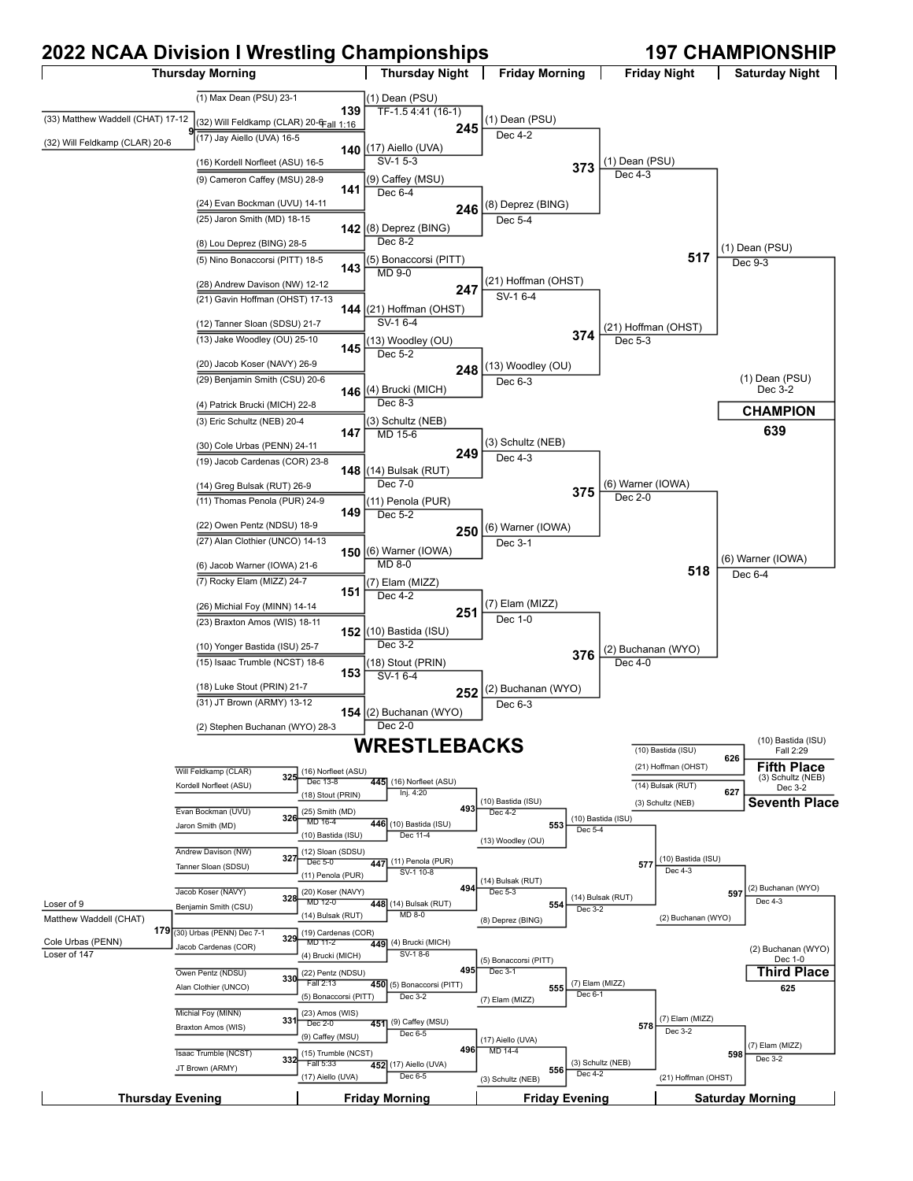# 2022 NCAA Division I Wrestling Championships

## 197 CHAMPIONSHIP

### Championship Bracket

**Thursday Morning**

- (33) Matthew Waddell (CHAT) 17-12 vs (32) Will Feldkamp (CLAR) 20-6 — Match 9: (32) Will Feldkamp (CLAR) 20-6

| Match | Wrestlers | Winner / Result |
| --- | --- | --- |
| 139 | (1) Max Dean (PSU) 23-1 vs (32) Will Feldkamp (CLAR) 20-6 | (1) Dean (PSU) TF-1.5 4:41 (16-1) |
| 140 | (17) Jay Aiello (UVA) 16-5 vs (16) Kordell Norfleet (ASU) 16-5 | (17) Aiello (UVA) SV-1 5-3 |
| 141 | (9) Cameron Caffey (MSU) 28-9 vs (24) Evan Bockman (UVU) 14-11 | (9) Caffey (MSU) Dec 6-4 |
| 142 | (25) Jaron Smith (MD) 18-15 vs (8) Lou Deprez (BING) 28-5 | (8) Deprez (BING) Dec 8-2 |
| 143 | (5) Nino Bonaccorsi (PITT) 18-5 vs (28) Andrew Davison (NW) 12-12 | (5) Bonaccorsi (PITT) MD 9-0 |
| 144 | (21) Gavin Hoffman (OHST) 17-13 vs (12) Tanner Sloan (SDSU) 21-7 | (21) Hoffman (OHST) SV-1 6-4 |
| 145 | (13) Jake Woodley (OU) 25-10 vs (20) Jacob Koser (NAVY) 26-9 | (13) Woodley (OU) Dec 5-2 |
| 146 | (29) Benjamin Smith (CSU) 20-6 vs (4) Patrick Brucki (MICH) 22-8 | (4) Brucki (MICH) Dec 8-3 |
| 147 | (3) Eric Schultz (NEB) 20-4 vs (30) Cole Urbas (PENN) 24-11 | (3) Schultz (NEB) MD 15-6 |
| 148 | (19) Jacob Cardenas (COR) 23-8 vs (14) Greg Bulsak (RUT) 26-9 | (14) Bulsak (RUT) Dec 7-0 |
| 149 | (11) Thomas Penola (PUR) 24-9 vs (22) Owen Pentz (NDSU) 18-9 | (11) Penola (PUR) Dec 5-2 |
| 150 | (27) Alan Clothier (UNCO) 14-13 vs (6) Jacob Warner (IOWA) 21-6 | (6) Warner (IOWA) MD 8-0 |
| 151 | (7) Rocky Elam (MIZZ) 24-7 vs (26) Michial Foy (MINN) 14-14 | (7) Elam (MIZZ) Dec 4-2 |
| 152 | (23) Braxton Amos (WIS) 18-11 vs (10) Yonger Bastida (ISU) 25-7 | (10) Bastida (ISU) Dec 3-2 |
| 153 | (15) Isaac Trumble (NCST) 18-6 vs (18) Luke Stout (PRIN) 21-7 | (18) Stout (PRIN) SV-1 6-4 |
| 154 | (31) JT Brown (ARMY) 13-12 vs (2) Stephen Buchanan (WYO) 28-3 | (2) Buchanan (WYO) Dec 2-0 |

Match 139: Feldkamp — Fall 1:16 (Match 9)

**Thursday Night / Friday Morning**

| Match | Winner / Result |
| --- | --- |
| 245 | (1) Dean (PSU) Dec 4-2 |
| 246 | (8) Deprez (BING) Dec 5-4 |
| 247 | (21) Hoffman (OHST) SV-1 6-4 |
| 248 | (13) Woodley (OU) Dec 6-3 |
| 249 | (3) Schultz (NEB) Dec 4-3 |
| 250 | (6) Warner (IOWA) Dec 3-1 |
| 251 | (7) Elam (MIZZ) Dec 1-0 |
| 252 | (2) Buchanan (WYO) Dec 6-3 |

**Friday Night**

| Match | Winner / Result |
| --- | --- |
| 373 | (1) Dean (PSU) Dec 4-3 |
| 374 | (21) Hoffman (OHST) Dec 5-3 |
| 375 | (6) Warner (IOWA) Dec 2-0 |
| 376 | (2) Buchanan (WYO) Dec 4-0 |

**Saturday Night**

| Match | Winner / Result |
| --- | --- |
| 517 | (1) Dean (PSU) Dec 9-3 |
| 518 | (6) Warner (IOWA) Dec 6-4 |
| 639 | (1) Dean (PSU) Dec 3-2 — **CHAMPION** |

## WRESTLEBACKS

**Thursday Evening**

| Match | Wrestlers | Winner / Result |
| --- | --- | --- |
| 179 | Loser of 9: Matthew Waddell (CHAT) vs Loser of 147: Cole Urbas (PENN) | (30) Urbas (PENN) Dec 7-1 |
| 325 | Will Feldkamp (CLAR) vs Kordell Norfleet (ASU) | (16) Norfleet (ASU) Dec 13-8 |
| 326 | Evan Bockman (UVU) vs Jaron Smith (MD) | (25) Smith (MD) MD 16-4 |
| 327 | Andrew Davison (NW) vs Tanner Sloan (SDSU) | (12) Sloan (SDSU) Dec 5-0 |
| 328 | Jacob Koser (NAVY) vs Benjamin Smith (CSU) | (20) Koser (NAVY) MD 12-0 |
| 329 | (30) Urbas (PENN) vs Jacob Cardenas (COR) | (19) Cardenas (COR) MD 11-2 |
| 330 | Owen Pentz (NDSU) vs Alan Clothier (UNCO) | (22) Pentz (NDSU) Fall 2:13 |
| 331 | Michial Foy (MINN) vs Braxton Amos (WIS) | (23) Amos (WIS) Dec 2-0 |
| 332 | Isaac Trumble (NCST) vs JT Brown (ARMY) | (15) Trumble (NCST) Fall 5:33 |

**Friday Morning**

| Match | Wrestlers | Winner / Result |
| --- | --- | --- |
| 445 | (16) Norfleet (ASU) vs (18) Stout (PRIN) | (16) Norfleet (ASU) Inj. 4:20 |
| 446 | (25) Smith (MD) vs (10) Bastida (ISU) | (10) Bastida (ISU) Dec 11-4 |
| 447 | (12) Sloan (SDSU) vs (11) Penola (PUR) | (11) Penola (PUR) SV-1 10-8 |
| 448 | (20) Koser (NAVY) vs (14) Bulsak (RUT) | (14) Bulsak (RUT) MD 8-0 |
| 449 | (19) Cardenas (COR) vs (4) Brucki (MICH) | (4) Brucki (MICH) SV-1 8-6 |
| 450 | (22) Pentz (NDSU) vs (5) Bonaccorsi (PITT) | (5) Bonaccorsi (PITT) Dec 3-2 |
| 451 | (23) Amos (WIS) vs (9) Caffey (MSU) | (9) Caffey (MSU) Dec 6-5 |
| 452 | (15) Trumble (NCST) vs (17) Aiello (UVA) | (17) Aiello (UVA) Dec 6-5 |
| 493 | (16) Norfleet (ASU) vs (10) Bastida (ISU) | (10) Bastida (ISU) Dec 4-2 |
| 494 | (11) Penola (PUR) vs (14) Bulsak (RUT) | (14) Bulsak (RUT) Dec 5-3 |
| 495 | (4) Brucki (MICH) vs (5) Bonaccorsi (PITT) | (5) Bonaccorsi (PITT) Dec 3-1 |
| 496 | (9) Caffey (MSU) vs (17) Aiello (UVA) | (17) Aiello (UVA) MD 14-4 |

**Friday Evening**

| Match | Wrestlers | Winner / Result |
| --- | --- | --- |
| 553 | (10) Bastida (ISU) vs (13) Woodley (OU) | (10) Bastida (ISU) Dec 5-4 |
| 554 | (14) Bulsak (RUT) vs (8) Deprez (BING) | (14) Bulsak (RUT) Dec 3-2 |
| 555 | (5) Bonaccorsi (PITT) vs (7) Elam (MIZZ) | (7) Elam (MIZZ) Dec 6-1 |
| 556 | (17) Aiello (UVA) vs (3) Schultz (NEB) | (3) Schultz (NEB) Dec 4-2 |
| 577 | (10) Bastida (ISU) vs (14) Bulsak (RUT) | (10) Bastida (ISU) Dec 4-3 |
| 578 | (7) Elam (MIZZ) vs (3) Schultz (NEB) | (7) Elam (MIZZ) Dec 3-2 |

**Saturday Morning**

| Match | Wrestlers | Winner / Result |
| --- | --- | --- |
| 597 | (10) Bastida (ISU) vs (2) Buchanan (WYO) | (2) Buchanan (WYO) Dec 4-3 |
| 598 | (7) Elam (MIZZ) vs (21) Hoffman (OHST) | (7) Elam (MIZZ) Dec 3-2 |
| 625 | (2) Buchanan (WYO) vs (7) Elam (MIZZ) | (2) Buchanan (WYO) Dec 1-0 — **Third Place** |
| 626 | (10) Bastida (ISU) vs (21) Hoffman (OHST) | (10) Bastida (ISU) Fall 2:29 — **Fifth Place** |
| 627 | (14) Bulsak (RUT) vs (3) Schultz (NEB) | (3) Schultz (NEB) Dec 3-2 — **Seventh Place** |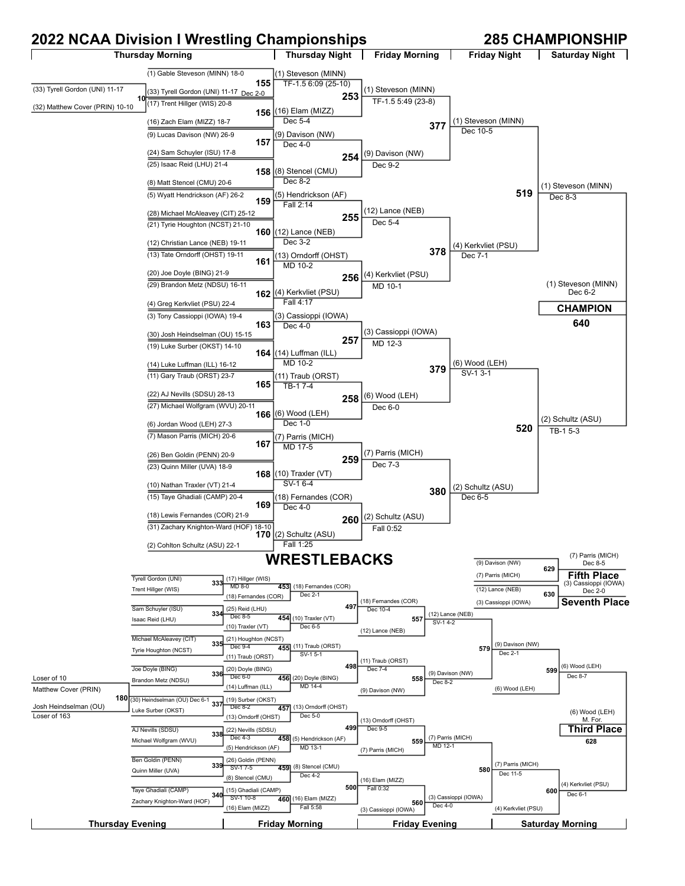# 2022 NCAA Division I Wrestling Championships

## 285 CHAMPIONSHIP

### Championship Bracket

**Thursday Morning**

- (33) Tyrell Gordon (UNI) 11-17 vs (32) Matthew Cover (PRIN) 10-10 — Bout 10: (33) Tyrell Gordon (UNI) 11-17 Dec 2-0

- Bout 155: (1) Gable Steveson (MINN) 18-0 vs (33) Tyrell Gordon (UNI) 11-17
- Bout 156: (17) Trent Hillger (WIS) 20-8 vs (16) Zach Elam (MIZZ) 18-7
- Bout 157: (9) Lucas Davison (NW) 26-9 vs (24) Sam Schuyler (ISU) 17-8
- Bout 158: (25) Isaac Reid (LHU) 21-4 vs (8) Matt Stencel (CMU) 20-6
- Bout 159: (5) Wyatt Hendrickson (AF) 26-2 vs (28) Michael McAleavey (CIT) 25-12
- Bout 160: (21) Tyrie Houghton (NCST) 21-10 vs (12) Christian Lance (NEB) 19-11
- Bout 161: (13) Tate Orndorff (OHST) 19-11 vs (20) Joe Doyle (BING) 21-9
- Bout 162: (29) Brandon Metz (NDSU) 16-11 vs (4) Greg Kerkvliet (PSU) 22-4
- Bout 163: (3) Tony Cassioppi (IOWA) 19-4 vs (30) Josh Heindselman (OU) 15-15
- Bout 164: (19) Luke Surber (OKST) 14-10 vs (14) Luke Luffman (ILL) 16-12
- Bout 165: (11) Gary Traub (ORST) 23-7 vs (22) AJ Nevills (SDSU) 28-13
- Bout 166: (27) Michael Wolfgram (WVU) 20-11 vs (6) Jordan Wood (LEH) 27-3
- Bout 167: (7) Mason Parris (MICH) 20-6 vs (26) Ben Goldin (PENN) 20-9
- Bout 168: (23) Quinn Miller (UVA) 18-9 vs (10) Nathan Traxler (VT) 21-4
- Bout 169: (15) Taye Ghadiali (CAMP) 20-4 vs (18) Lewis Fernandes (COR) 21-9
- Bout 170: (31) Zachary Knighton-Ward (HOF) 18-10 vs (2) Cohlton Schultz (ASU) 22-1

**Thursday Night**

- (1) Steveson (MINN) TF-1.5 6:09 (25-10)
- (16) Elam (MIZZ) Dec 5-4
- (9) Davison (NW) Dec 4-0
- (8) Stencel (CMU) Dec 8-2
- (5) Hendrickson (AF) Fall 2:14
- (12) Lance (NEB) Dec 3-2
- (13) Orndorff (OHST) MD 10-2
- (4) Kerkvliet (PSU) Fall 4:17
- (3) Cassioppi (IOWA) Dec 4-0
- (14) Luffman (ILL) MD 10-2
- (11) Traub (ORST) TB-1 7-4
- (6) Wood (LEH) Dec 1-0
- (7) Parris (MICH) MD 17-5
- (10) Traxler (VT) SV-1 6-4
- (18) Fernandes (COR) Dec 4-0
- (2) Schultz (ASU) Fall 1:25

**Friday Morning**

- Bout 253: (1) Steveson (MINN) TF-1.5 5:49 (23-8)
- Bout 254: (9) Davison (NW) Dec 9-2
- Bout 255: (12) Lance (NEB) Dec 5-4
- Bout 256: (4) Kerkvliet (PSU) MD 10-1
- Bout 257: (3) Cassioppi (IOWA) MD 12-3
- Bout 258: (6) Wood (LEH) Dec 6-0
- Bout 259: (7) Parris (MICH) Dec 7-3
- Bout 260: (2) Schultz (ASU) Fall 0:52

**Friday Night**

- Bout 377: (1) Steveson (MINN) Dec 10-5
- Bout 378: (4) Kerkvliet (PSU) Dec 7-1
- Bout 379: (6) Wood (LEH) SV-1 3-1
- Bout 380: (2) Schultz (ASU) Dec 6-5

**Saturday Night**

- Bout 519: (1) Steveson (MINN) Dec 8-3
- Bout 520: (2) Schultz (ASU) TB-1 5-3

**CHAMPION** — Bout 640: (1) Steveson (MINN) Dec 6-2

## WRESTLEBACKS

**Thursday Evening**

- Bout 180: Loser of 10 — Matthew Cover (PRIN) vs Josh Heindselman (OU) — Loser of 163: (30) Heindselman (OU) Dec 6-1
- Bout 333: Tyrell Gordon (UNI) vs Trent Hillger (WIS): (17) Hillger (WIS) MD 8-0
- Bout 334: Sam Schuyler (ISU) vs Isaac Reid (LHU): (25) Reid (LHU) Dec 8-5
- Bout 335: Michael McAleavey (CIT) vs Tyrie Houghton (NCST): (21) Houghton (NCST) Dec 9-4
- Bout 336: Joe Doyle (BING) vs Brandon Metz (NDSU): (20) Doyle (BING) Dec 6-0
- Bout 337: (30) Heindselman (OU) vs Luke Surber (OKST): (19) Surber (OKST) Dec 8-2
- Bout 338: AJ Nevills (SDSU) vs Michael Wolfgram (WVU): (22) Nevills (SDSU) Dec 4-3
- Bout 339: Ben Goldin (PENN) vs Quinn Miller (UVA): (26) Goldin (PENN) SV-1 7-5
- Bout 340: Taye Ghadiali (CAMP) vs Zachary Knighton-Ward (HOF): (15) Ghadiali (CAMP) SV-1 10-8

**Friday Morning**

- Bout 453: (17) Hillger (WIS) vs (18) Fernandes (COR): (18) Fernandes (COR) Dec 2-1
- Bout 454: (25) Reid (LHU) vs (10) Traxler (VT): (10) Traxler (VT) Dec 6-5
- Bout 455: (21) Houghton (NCST) vs (11) Traub (ORST): (11) Traub (ORST) SV-1 5-1
- Bout 456: (20) Doyle (BING) vs (14) Luffman (ILL): (20) Doyle (BING) MD 14-4
- Bout 457: (19) Surber (OKST) vs (13) Orndorff (OHST): (13) Orndorff (OHST) Dec 5-0
- Bout 458: (22) Nevills (SDSU) vs (5) Hendrickson (AF): (5) Hendrickson (AF) MD 13-1
- Bout 459: (26) Goldin (PENN) vs (8) Stencel (CMU): (8) Stencel (CMU) Dec 4-2
- Bout 460: (15) Ghadiali (CAMP) vs (16) Elam (MIZZ): (16) Elam (MIZZ) Fall 5:58

- Bout 497: (18) Fernandes (COR) Dec 10-4
- Bout 498: (11) Traub (ORST) Dec 7-4
- Bout 499: (13) Orndorff (OHST) Dec 9-5
- Bout 500: (16) Elam (MIZZ) Fall 0:32

**Friday Evening**

- Bout 557: (18) Fernandes (COR) vs (12) Lance (NEB): (12) Lance (NEB) SV-1 4-2
- Bout 558: (11) Traub (ORST) vs (9) Davison (NW): (9) Davison (NW) Dec 8-2
- Bout 559: (13) Orndorff (OHST) vs (7) Parris (MICH): (7) Parris (MICH) MD 12-1
- Bout 560: (16) Elam (MIZZ) vs (3) Cassioppi (IOWA): (3) Cassioppi (IOWA) Dec 4-0

**Saturday Morning**

- Bout 579: (12) Lance (NEB) vs (9) Davison (NW): (9) Davison (NW) Dec 2-1
- Bout 580: (7) Parris (MICH) vs (3) Cassioppi (IOWA): (7) Parris (MICH) Dec 11-5
- Bout 599: (9) Davison (NW) vs (6) Wood (LEH): (6) Wood (LEH) Dec 8-7
- Bout 600: (7) Parris (MICH) vs (4) Kerkvliet (PSU): (4) Kerkvliet (PSU) Dec 6-1

### Placement Matches

- **Third Place** — Bout 628: (6) Wood (LEH) vs (4) Kerkvliet (PSU): (6) Wood (LEH) M. For.
- **Fifth Place** — Bout 629: (9) Davison (NW) vs (7) Parris (MICH): (7) Parris (MICH) Dec 8-5
- **Seventh Place** — Bout 630: (12) Lance (NEB) vs (3) Cassioppi (IOWA): (3) Cassioppi (IOWA) Dec 2-0